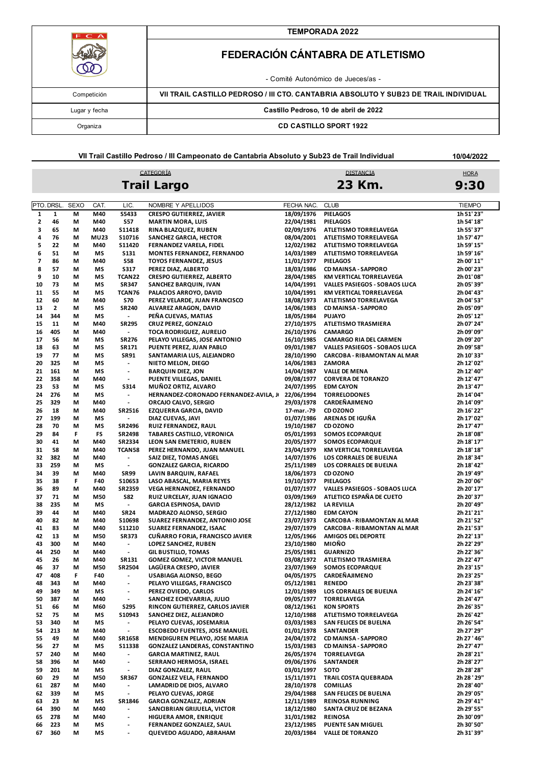| | TEMPORADA 2022 |
|---|---|
| F C A | **FEDERACIÓN CÁNTABRA DE ATLETISMO** |
| | - Comité Autonómico de Jueces/as - |
| Competición | VII TRAIL CASTILLO PEDROSO / III CTO. CANTABRIA ABSOLUTO Y SUB23 DE TRAIL INDIVIDUAL |
| Lugar y fecha | Castillo Pedroso, 10 de abril de 2022 |
| Organiza | CD CASTILLO SPORT 1922 |

**VII Trail Castillo Pedroso / III Campeonato de Cantabria Absoluto y Sub23 de Trail Individual** — **10/04/2022**

| CATEGORÍA | DISTANCIA | HORA |
|---|---|---|
| **Trail Largo** | **23 Km.** | **9:30** |

| PTO. | DRSL. | SEXO | CAT. | LIC. | NOMBRE Y APELLIDOS | FECHA NAC. | CLUB | TIEMPO |
|---|---|---|---|---|---|---|---|---|
| 1 | 1 | M | M40 | S5433 | CRESPO GUTIERREZ, JAVIER | 18/09/1976 | PIELAGOS | 1h 51' 23" |
| 2 | 46 | M | M40 | S57 | MARTIN MORA, LUIS | 22/04/1981 | PIELAGOS | 1h 54' 18" |
| 3 | 65 | M | M40 | S11418 | RINA BLAZQUEZ, RUBEN | 02/09/1976 | ATLETISMO TORRELAVEGA | 1h 55' 37" |
| 4 | 76 | M | MU23 | S10716 | SANCHEZ GARCIA, HECTOR | 08/04/2001 | ATLETISMO TORRELAVEGA | 1h 57' 47" |
| 5 | 22 | M | M40 | S11420 | FERNANDEZ VARELA, FIDEL | 12/02/1982 | ATLETISMO TORRELAVEGA | 1h 59' 15" |
| 6 | 51 | M | MS | S131 | MONTES FERNANDEZ, FERNANDO | 14/03/1989 | ATLETISMO TORRELAVEGA | 1h 59' 16" |
| 7 | 86 | M | M40 | S58 | TOYOS FERNANDEZ, JESUS | 11/01/1977 | PIELAGOS | 2h 00' 11" |
| 8 | 57 | M | MS | S317 | PEREZ DIAZ, ALBERTO | 18/03/1986 | CD MAINSA - SAPPORO | 2h 00' 23" |
| 9 | 10 | M | MS | TCAN22 | CRESPO GUTIERREZ, ALBERTO | 28/04/1985 | KM VERTICAL TORRELAVEGA | 2h 01' 08" |
| 10 | 73 | M | MS | SR347 | SANCHEZ BARQUIN, IVAN | 14/04/1991 | VALLES PASIEGOS - SOBAOS LUCA | 2h 05' 39" |
| 11 | 55 | M | MS | TCAN76 | PALACIOS ARROYO, DAVID | 10/04/1991 | KM VERTICAL TORRELAVEGA | 2h 04' 43" |
| 12 | 60 | M | M40 | S70 | PEREZ VELARDE, JUAN FRANCISCO | 18/08/1973 | ATLETISMO TORRELAVEGA | 2h 04' 53" |
| 13 | 2 | M | MS | SR240 | ALVAREZ ARAGON, DAVID | 14/06/1983 | CD MAINSA - SAPPORO | 2h 05' 09" |
| 14 | 344 | M | MS | - | PEÑA CUEVAS, MATIAS | 18/05/1984 | PUJAYO | 2h 05' 12" |
| 15 | 11 | M | M40 | SR295 | CRUZ PEREZ, GONZALO | 27/10/1975 | ATLETISMO TRASMIERA | 2h 07' 24" |
| 16 | 405 | M | M40 | - | TOCA RODRIGUEZ, AURELIO | 26/10/1976 | CAMARGO | 2h 09' 09" |
| 17 | 56 | M | MS | SR276 | PELAYO VILLEGAS, JOSE ANTONIO | 16/10/1985 | CAMARGO RIA DEL CARMEN | 2h 09' 20" |
| 18 | 63 | M | MS | SR171 | PUENTE PEREZ, JUAN PABLO | 09/01/1987 | VALLES PASIEGOS - SOBAOS LUCA | 2h 09' 58" |
| 19 | 77 | M | MS | SR91 | SANTAMARIA LUS, ALEJANDRO | 28/10/1990 | CARCOBA - RIBAMONTAN AL MAR | 2h 10' 33" |
| 20 | 325 | M | MS | - | NIETO MELON, DIEGO | 14/06/1983 | ZAMORA | 2h 12' 02" |
| 21 | 161 | M | MS | - | BARQUIN DIEZ, JON | 14/04/1987 | VALLE DE MENA | 2h 12' 40" |
| 22 | 358 | M | M40 | - | PUENTE VILLEGAS, DANIEL | 09/08/1977 | CORVERA DE TORANZO | 2h 12' 47" |
| 23 | 53 | M | MS | S314 | MUÑOZ ORTIZ, ALVARO | 24/07/1995 | EDM CAYON | 2h 13' 47" |
| 24 | 276 | M | MS | - | HERNANDEZ-CORONADO FERNANDEZ-AVILA, J | 22/06/1994 | TORRELODONES | 2h 14' 04" |
| 25 | 329 | M | M40 | - | ORCAJO CALVO, SERGIO | 29/03/1978 | CARDEÑAJIMENO | 2h 14' 09" |
| 26 | 18 | M | M40 | SR2516 | EZQUERRA GARCIA, DAVID | 17-mar.-79 | CD OZONO | 2h 16' 22" |
| 27 | 199 | M | MS | - | DIAZ CUEVAS, JAVI | 01/07/1986 | ARENAS DE IGUÑA | 2h 17' 02" |
| 28 | 70 | M | MS | SR2496 | RUIZ FERNANDEZ, RAUL | 19/10/1987 | CD OZONO | 2h 17' 47" |
| 29 | 84 | F | FS | SR2498 | TABARES CASTILLO, VERONICA | 05/01/1993 | SOMOS ECOPARQUE | 2h 18' 08" |
| 30 | 41 | M | M40 | SR2334 | LEON SAN EMETERIO, RUBEN | 20/05/1977 | SOMOS ECOPARQUE | 2h 18' 17" |
| 31 | 58 | M | M40 | TCAN58 | PEREZ HERNANDO, JUAN MANUEL | 23/04/1979 | KM VERTICAL TORRELAVEGA | 2h 18' 18" |
| 32 | 382 | M | M40 | - | SAIZ DIEZ, TOMAS ANGEL | 14/07/1976 | LOS CORRALES DE BUELNA | 2h 18' 34" |
| 33 | 259 | M | MS | - | GONZALEZ GARCIA, RICARDO | 25/11/1989 | LOS CORRALES DE BUELNA | 2h 18' 42" |
| 34 | 39 | M | M40 | SR99 | LAVIN BARQUIN, RAFAEL | 18/06/1973 | CD OZONO | 2h 19' 49" |
| 35 | 38 | F | F40 | S10653 | LASO ABASCAL, MARIA REYES | 19/10/1977 | PIELAGOS | 2h 20' 06" |
| 36 | 89 | M | M40 | SR2359 | VEGA HERNANDEZ, FERNANDO | 01/07/1977 | VALLES PASIEGOS - SOBAOS LUCA | 2h 20' 17" |
| 37 | 71 | M | M50 | S82 | RUIZ URCELAY, JUAN IGNACIO | 03/09/1969 | ATLETICO ESPAÑA DE CUETO | 2h 20' 37" |
| 38 | 235 | M | MS | - | GARCIA ESPINOSA, DAVID | 28/12/1982 | LA REVILLA | 2h 20' 49" |
| 39 | 44 | M | M40 | SR24 | MADRAZO ALONSO, SERGIO | 27/12/1980 | EDM CAYON | 2h 21' 21" |
| 40 | 82 | M | M40 | S10698 | SUAREZ FERNANDEZ, ANTONIO JOSE | 23/07/1973 | CARCOBA - RIBAMONTAN AL MAR | 2h 21' 52" |
| 41 | 83 | M | M40 | S11210 | SUAREZ FERNANDEZ, ISAAC | 29/07/1979 | CARCOBA - RIBAMONTAN AL MAR | 2h 21' 53" |
| 42 | 13 | M | M50 | SR373 | CUÑARRO FORJA, FRANCISCO JAVIER | 12/05/1966 | AMIGOS DEL DEPORTE | 2h 22' 13" |
| 43 | 300 | M | M40 | - | LOPEZ SANCHEZ, RUBEN | 23/10/1980 | MIOÑO | 2h 22' 29" |
| 44 | 250 | M | M40 | - | GIL BUSTILLO, TOMAS | 25/05/1981 | GUARNIZO | 2h 22' 36" |
| 45 | 26 | M | M40 | SR131 | GOMEZ GOMEZ, VICTOR MANUEL | 03/08/1972 | ATLETISMO TRASMIERA | 2h 22' 47" |
| 46 | 37 | M | M50 | SR2504 | LAGÜERA CRESPO, JAVIER | 23/07/1969 | SOMOS ECOPARQUE | 2h 23' 15" |
| 47 | 408 | F | F40 | - | USABIAGA ALONSO, BEGO | 04/05/1975 | CARDEÑAJIMENO | 2h 23' 25" |
| 48 | 343 | M | M40 | - | PELAYO VILLEGAS, FRANCISCO | 05/12/1981 | RENEDO | 2h 23' 38" |
| 49 | 349 | M | MS | - | PEREZ OVIEDO, CARLOS | 12/01/1989 | LOS CORRALES DE BUELNA | 2h 24' 16" |
| 50 | 387 | M | M40 | - | SANCHEZ ECHEVARRIA, JULIO | 09/05/1977 | TORRELAVEGA | 2h 24' 47" |
| 51 | 66 | M | M60 | S295 | RINCON GUTIERREZ, CARLOS JAVIER | 08/12/1961 | KON SPORTS | 2h 26' 35" |
| 52 | 75 | M | MS | S10943 | SANCHEZ DIEZ, ALEJANDRO | 12/10/1988 | ATLETISMO TORRELAVEGA | 2h 26' 42" |
| 53 | 340 | M | MS | - | PELAYO CUEVAS, JOSEMARIA | 03/03/1983 | SAN FELICES DE BUELNA | 2h 26' 54" |
| 54 | 213 | M | M40 | - | ESCOBEDO FUENTES, JOSE MANUEL | 01/01/1978 | SANTANDER | 2h 27' 29" |
| 55 | 49 | M | M40 | SR1658 | MENDIGUREN PELAYO, JOSE MARIA | 24/04/1972 | CD MAINSA - SAPPORO | 2h 27 ' 46" |
| 56 | 27 | M | MS | S11338 | GONZALEZ LANDERAS, CONSTANTINO | 15/03/1983 | CD MAINSA - SAPPORO | 2h 27' 47" |
| 57 | 240 | M | M40 | - | GARCIA MARTINEZ, RAUL | 26/05/1974 | TORRELAVEGA | 2h 28' 21" |
| 58 | 396 | M | M40 | - | SERRANO HERMOSA, ISRAEL | 09/06/1976 | SANTANDER | 2h 28' 27" |
| 59 | 201 | M | MS | - | DIAZ GONZALEZ, RAUL | 03/01/1997 | SOTO | 2h 28' 28" |
| 60 | 29 | M | M50 | SR367 | GONZALEZ VELA, FERNANDO | 15/11/1971 | TRAIL COSTA QUEBRADA | 2h 28 ' 29" |
| 61 | 287 | M | M40 | - | LAMADRID DE DIOS, ALVARO | 28/10/1978 | COMILLAS | 2h 28' 40" |
| 62 | 339 | M | MS | - | PELAYO CUEVAS, JORGE | 29/04/1988 | SAN FELICES DE BUELNA | 2h 29' 05" |
| 63 | 23 | M | MS | SR1846 | GARCIA GONZALEZ, ADRIAN | 12/11/1989 | REINOSA RUNNING | 2h 29' 41" |
| 64 | 390 | M | M40 | - | SANCIBRIAN GRIJUELA, VICTOR | 18/12/1980 | SANTA CRUZ DE BEZANA | 2h 29' 55" |
| 65 | 278 | M | M40 | - | HIGUERA AMOR, ENRIQUE | 31/01/1982 | REINOSA | 2h 30' 09" |
| 66 | 223 | M | MS | - | FERNANDEZ GONZALEZ, SAUL | 23/12/1985 | PUENTE SAN MIGUEL | 2h 30' 50" |
| 67 | 360 | M | MS | - | QUEVEDO AGUADO, ABRAHAM | 20/03/1984 | VALLE DE TORANZO | 2h 31' 39" |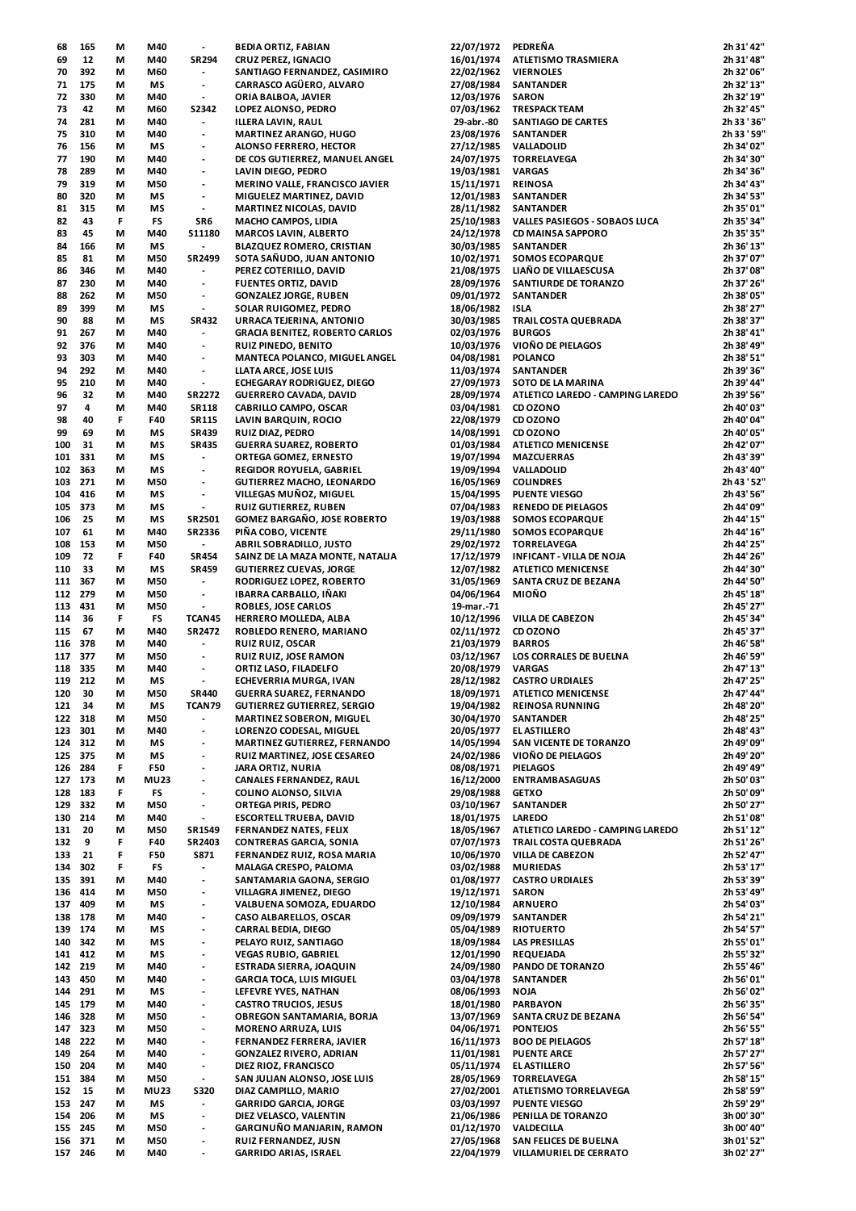| | | | | | | | | |
|---|---|---|---|---|---|---|---|---|
| 68 | 165 | M | M40 | - | BEDIA ORTIZ, FABIAN | 22/07/1972 | PEDREÑA | 2h 31' 42" |
| 69 | 12 | M | M40 | SR294 | CRUZ PEREZ, IGNACIO | 16/01/1974 | ATLETISMO TRASMIERA | 2h 31' 48" |
| 70 | 392 | M | M60 | - | SANTIAGO FERNANDEZ, CASIMIRO | 22/02/1962 | VIERNOLES | 2h 32' 06" |
| 71 | 175 | M | MS | - | CARRASCO AGÜERO, ALVARO | 27/08/1984 | SANTANDER | 2h 32' 13" |
| 72 | 330 | M | M40 | - | ORIA BALBOA, JAVIER | 12/03/1976 | SARON | 2h 32' 19" |
| 73 | 42 | M | M60 | S2342 | LOPEZ ALONSO, PEDRO | 07/03/1962 | TRESPACK TEAM | 2h 32' 45" |
| 74 | 281 | M | M40 | - | ILLERA LAVIN, RAUL | 29-abr.-80 | SANTIAGO DE CARTES | 2h 33 ' 36" |
| 75 | 310 | M | M40 | - | MARTINEZ ARANGO, HUGO | 23/08/1976 | SANTANDER | 2h 33 ' 59" |
| 76 | 156 | M | MS | - | ALONSO FERRERO, HECTOR | 27/12/1985 | VALLADOLID | 2h 34' 02" |
| 77 | 190 | M | M40 | - | DE COS GUTIERREZ, MANUEL ANGEL | 24/07/1975 | TORRELAVEGA | 2h 34' 30" |
| 78 | 289 | M | M40 | - | LAVIN DIEGO, PEDRO | 19/03/1981 | VARGAS | 2h 34' 36" |
| 79 | 319 | M | M50 | - | MERINO VALLE, FRANCISCO JAVIER | 15/11/1971 | REINOSA | 2h 34' 43" |
| 80 | 320 | M | MS | - | MIGUELEZ MARTINEZ, DAVID | 12/01/1983 | SANTANDER | 2h 34' 53" |
| 81 | 315 | M | MS | - | MARTINEZ NICOLAS, DAVID | 28/11/1982 | SANTANDER | 2h 35' 01" |
| 82 | 43 | F | FS | SR6 | MACHO CAMPOS, LIDIA | 25/10/1983 | VALLES PASIEGOS - SOBAOS LUCA | 2h 35' 34" |
| 83 | 45 | M | M40 | S11180 | MARCOS LAVIN, ALBERTO | 24/12/1978 | CD MAINSA SAPPORO | 2h 35' 35" |
| 84 | 166 | M | MS | - | BLAZQUEZ ROMERO, CRISTIAN | 30/03/1985 | SANTANDER | 2h 36' 13" |
| 85 | 81 | M | M50 | SR2499 | SOTA SAÑUDO, JUAN ANTONIO | 10/02/1971 | SOMOS ECOPARQUE | 2h 37' 07" |
| 86 | 346 | M | M40 | - | PEREZ COTERILLO, DAVID | 21/08/1975 | LIAÑO DE VILLAESCUSA | 2h 37' 08" |
| 87 | 230 | M | M40 | - | FUENTES ORTIZ, DAVID | 28/09/1976 | SANTIURDE DE TORANZO | 2h 37' 26" |
| 88 | 262 | M | M50 | - | GONZALEZ JORGE, RUBEN | 09/01/1972 | SANTANDER | 2h 38' 05" |
| 89 | 399 | M | MS | - | SOLAR RUIGOMEZ, PEDRO | 18/06/1982 | ISLA | 2h 38' 27" |
| 90 | 88 | M | MS | SR432 | URRACA TEJERINA, ANTONIO | 30/03/1985 | TRAIL COSTA QUEBRADA | 2h 38' 37" |
| 91 | 267 | M | M40 | - | GRACIA BENITEZ, ROBERTO CARLOS | 02/03/1976 | BURGOS | 2h 38' 41" |
| 92 | 376 | M | M40 | - | RUIZ PINEDO, BENITO | 10/03/1976 | VIOÑO DE PIELAGOS | 2h 38' 49" |
| 93 | 303 | M | M40 | - | MANTECA POLANCO, MIGUEL ANGEL | 04/08/1981 | POLANCO | 2h 38' 51" |
| 94 | 292 | M | M40 | - | LLATA ARCE, JOSE LUIS | 11/03/1974 | SANTANDER | 2h 39' 36" |
| 95 | 210 | M | M40 | - | ECHEGARAY RODRIGUEZ, DIEGO | 27/09/1973 | SOTO DE LA MARINA | 2h 39' 44" |
| 96 | 32 | M | M40 | SR2272 | GUERRERO CAVADA, DAVID | 28/09/1974 | ATLETICO LAREDO - CAMPING LAREDO | 2h 39' 56" |
| 97 | 4 | M | M40 | SR118 | CABRILLO CAMPO, OSCAR | 03/04/1981 | CD OZONO | 2h 40' 03" |
| 98 | 40 | F | F40 | SR115 | LAVIN BARQUIN, ROCIO | 22/08/1979 | CD OZONO | 2h 40' 04" |
| 99 | 69 | M | MS | SR439 | RUIZ DIAZ, PEDRO | 14/08/1991 | CD OZONO | 2h 40' 05" |
| 100 | 31 | M | MS | SR435 | GUERRA SUAREZ, ROBERTO | 01/03/1984 | ATLETICO MENICENSE | 2h 42' 07" |
| 101 | 331 | M | MS | - | ORTEGA GOMEZ, ERNESTO | 19/07/1994 | MAZCUERRAS | 2h 43' 39" |
| 102 | 363 | M | MS | - | REGIDOR ROYUELA, GABRIEL | 19/09/1994 | VALLADOLID | 2h 43' 40" |
| 103 | 271 | M | M50 | - | GUTIERREZ MACHO, LEONARDO | 16/05/1969 | COLINDRES | 2h 43 ' 52" |
| 104 | 416 | M | MS | - | VILLEGAS MUÑOZ, MIGUEL | 15/04/1995 | PUENTE VIESGO | 2h 43' 56" |
| 105 | 373 | M | MS | - | RUIZ GUTIERREZ, RUBEN | 07/04/1983 | RENEDO DE PIELAGOS | 2h 44' 09" |
| 106 | 25 | M | MS | SR2501 | GOMEZ BARGAÑO, JOSE ROBERTO | 19/03/1988 | SOMOS ECOPARQUE | 2h 44' 15" |
| 107 | 61 | M | M40 | SR2336 | PIÑA COBO, VICENTE | 29/11/1980 | SOMOS ECOPARQUE | 2h 44' 16" |
| 108 | 153 | M | M50 | - | ABRIL SOBRADILLO, JUSTO | 29/02/1972 | TORRELAVEGA | 2h 44' 25" |
| 109 | 72 | F | F40 | SR454 | SAINZ DE LA MAZA MONTE, NATALIA | 17/12/1979 | INFICANT - VILLA DE NOJA | 2h 44' 26" |
| 110 | 33 | M | MS | SR459 | GUTIERREZ CUEVAS, JORGE | 12/07/1982 | ATLETICO MENICENSE | 2h 44' 30" |
| 111 | 367 | M | M50 | - | RODRIGUEZ LOPEZ, ROBERTO | 31/05/1969 | SANTA CRUZ DE BEZANA | 2h 44' 50" |
| 112 | 279 | M | M50 | - | IBARRA CARBALLO, IÑAKI | 04/06/1964 | MIOÑO | 2h 45' 18" |
| 113 | 431 | M | M50 | - | ROBLES, JOSE CARLOS | 19-mar.-71 | | 2h 45' 27" |
| 114 | 36 | F | FS | TCAN45 | HERRERO MOLLEDA, ALBA | 10/12/1996 | VILLA DE CABEZON | 2h 45' 34" |
| 115 | 67 | M | M40 | SR2472 | ROBLEDO RENERO, MARIANO | 02/11/1972 | CD OZONO | 2h 45' 37" |
| 116 | 378 | M | M40 | - | RUIZ RUIZ, OSCAR | 21/03/1979 | BARROS | 2h 46' 58" |
| 117 | 377 | M | M50 | - | RUIZ RUIZ, JOSE RAMON | 03/12/1967 | LOS CORRALES DE BUELNA | 2h 46' 59" |
| 118 | 335 | M | M40 | - | ORTIZ LASO, FILADELFO | 20/08/1979 | VARGAS | 2h 47' 13" |
| 119 | 212 | M | MS | - | ECHEVERRIA MURGA, IVAN | 28/12/1982 | CASTRO URDIALES | 2h 47' 25" |
| 120 | 30 | M | M50 | SR440 | GUERRA SUAREZ, FERNANDO | 18/09/1971 | ATLETICO MENICENSE | 2h 47' 44" |
| 121 | 34 | M | MS | TCAN79 | GUTIERREZ GUTIERREZ, SERGIO | 19/04/1982 | REINOSA RUNNING | 2h 48' 20" |
| 122 | 318 | M | M50 | - | MARTINEZ SOBERON, MIGUEL | 30/04/1970 | SANTANDER | 2h 48' 25" |
| 123 | 301 | M | M40 | - | LORENZO CODESAL, MIGUEL | 20/05/1977 | EL ASTILLERO | 2h 48' 43" |
| 124 | 312 | M | MS | - | MARTINEZ GUTIERREZ, FERNANDO | 14/05/1994 | SAN VICENTE DE TORANZO | 2h 49' 09" |
| 125 | 375 | M | MS | - | RUIZ MARTINEZ, JOSE CESAREO | 24/02/1986 | VIOÑO DE PIELAGOS | 2h 49' 20" |
| 126 | 284 | F | F50 | - | JARA ORTIZ, NURIA | 08/08/1971 | PIELAGOS | 2h 49' 49" |
| 127 | 173 | M | MU23 | - | CANALES FERNANDEZ, RAUL | 16/12/2000 | ENTRAMBASAGUAS | 2h 50' 03" |
| 128 | 183 | F | FS | - | COLINO ALONSO, SILVIA | 29/08/1988 | GETXO | 2h 50' 09" |
| 129 | 332 | M | M50 | - | ORTEGA PIRIS, PEDRO | 03/10/1967 | SANTANDER | 2h 50' 27" |
| 130 | 214 | M | M40 | - | ESCORTELL TRUEBA, DAVID | 18/01/1975 | LAREDO | 2h 51' 08" |
| 131 | 20 | M | M50 | SR1549 | FERNANDEZ NATES, FELIX | 18/05/1967 | ATLETICO LAREDO - CAMPING LAREDO | 2h 51' 12" |
| 132 | 9 | F | F40 | SR2403 | CONTRERAS GARCIA, SONIA | 07/07/1973 | TRAIL COSTA QUEBRADA | 2h 51' 26" |
| 133 | 21 | F | F50 | S871 | FERNANDEZ RUIZ, ROSA MARIA | 10/06/1970 | VILLA DE CABEZON | 2h 52' 47" |
| 134 | 302 | F | FS | - | MALAGA CRESPO, PALOMA | 03/02/1988 | MURIEDAS | 2h 53' 17" |
| 135 | 391 | M | M40 | - | SANTAMARIA GAONA, SERGIO | 01/08/1977 | CASTRO URDIALES | 2h 53' 39" |
| 136 | 414 | M | M50 | - | VILLAGRA JIMENEZ, DIEGO | 19/12/1971 | SARON | 2h 53' 49" |
| 137 | 409 | M | MS | - | VALBUENA SOMOZA, EDUARDO | 12/10/1984 | ARNUERO | 2h 54' 03" |
| 138 | 178 | M | M40 | - | CASO ALBARELLOS, OSCAR | 09/09/1979 | SANTANDER | 2h 54' 21" |
| 139 | 174 | M | MS | - | CARRAL BEDIA, DIEGO | 05/04/1989 | RIOTUERTO | 2h 54' 57" |
| 140 | 342 | M | MS | - | PELAYO RUIZ, SANTIAGO | 18/09/1984 | LAS PRESILLAS | 2h 55' 01" |
| 141 | 412 | M | MS | - | VEGAS RUBIO, GABRIEL | 12/01/1990 | REQUEJADA | 2h 55' 32" |
| 142 | 219 | M | M40 | - | ESTRADA SIERRA, JOAQUIN | 24/09/1980 | PANDO DE TORANZO | 2h 55' 46" |
| 143 | 450 | M | M40 | - | GARCIA TOCA, LUIS MIGUEL | 03/04/1978 | SANTANDER | 2h 56' 01" |
| 144 | 291 | M | MS | - | LEFEVRE YVES, NATHAN | 08/06/1993 | NOJA | 2h 56' 02" |
| 145 | 179 | M | M40 | - | CASTRO TRUCIOS, JESUS | 18/01/1980 | PARBAYON | 2h 56' 35" |
| 146 | 328 | M | M50 | - | OBREGON SANTAMARIA, BORJA | 13/07/1969 | SANTA CRUZ DE BEZANA | 2h 56' 54" |
| 147 | 323 | M | M50 | - | MORENO ARRUZA, LUIS | 04/06/1971 | PONTEJOS | 2h 56' 55" |
| 148 | 222 | M | M40 | - | FERNANDEZ FERRERA, JAVIER | 16/11/1973 | BOO DE PIELAGOS | 2h 57' 18" |
| 149 | 264 | M | M40 | - | GONZALEZ RIVERO, ADRIAN | 11/01/1981 | PUENTE ARCE | 2h 57' 27" |
| 150 | 204 | M | M40 | - | DIEZ RIOZ, FRANCISCO | 05/11/1974 | EL ASTILLERO | 2h 57' 56" |
| 151 | 384 | M | M50 | - | SAN JULIAN ALONSO, JOSE LUIS | 28/05/1969 | TORRELAVEGA | 2h 58' 15" |
| 152 | 15 | M | MU23 | S320 | DIAZ CAMPILLO, MARIO | 27/02/2001 | ATLETISMO TORRELAVEGA | 2h 58' 59" |
| 153 | 247 | M | MS | - | GARRIDO GARCIA, JORGE | 03/03/1997 | PUENTE VIESGO | 2h 59' 29" |
| 154 | 206 | M | MS | - | DIEZ VELASCO, VALENTIN | 21/06/1986 | PENILLA DE TORANZO | 3h 00' 30" |
| 155 | 245 | M | M50 | - | GARCINUÑO MANJARIN, RAMON | 01/12/1970 | VALDECILLA | 3h 00' 40" |
| 156 | 371 | M | M50 | - | RUIZ FERNANDEZ, JUSN | 27/05/1968 | SAN FELICES DE BUELNA | 3h 01' 52" |
| 157 | 246 | M | M40 | - | GARRIDO ARIAS, ISRAEL | 22/04/1979 | VILLAMURIEL DE CERRATO | 3h 02' 27" |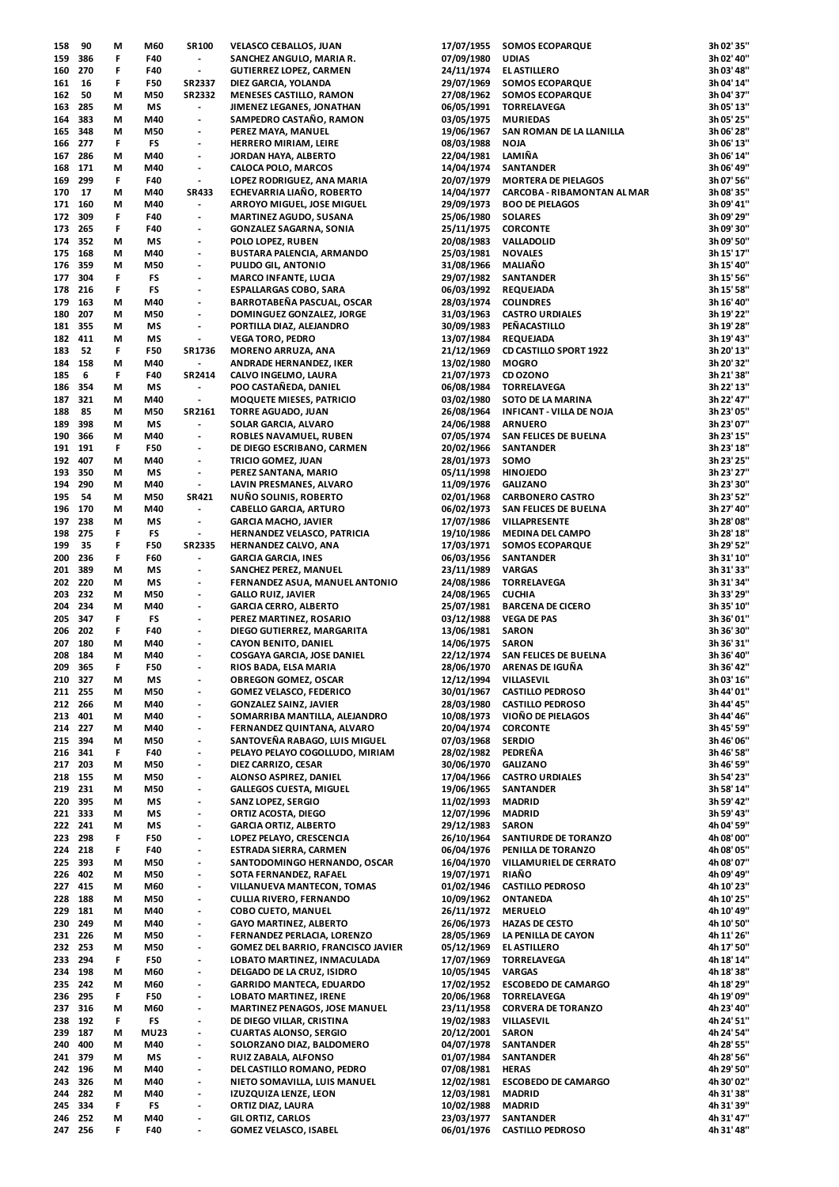| | | | | | | | | |
|---|---|---|---|---|---|---|---|---|
| 158 | 90 | M | M60 | SR100 | VELASCO CEBALLOS, JUAN | 17/07/1955 | SOMOS ECOPARQUE | 3h 02' 35" |
| 159 | 386 | F | F40 | - | SANCHEZ ANGULO, MARIA R. | 07/09/1980 | UDIAS | 3h 02' 40" |
| 160 | 270 | F | F40 | - | GUTIERREZ LOPEZ, CARMEN | 24/11/1974 | EL ASTILLERO | 3h 03' 48" |
| 161 | 16 | F | F50 | SR2337 | DIEZ GARCIA, YOLANDA | 29/07/1969 | SOMOS ECOPARQUE | 3h 04' 14" |
| 162 | 50 | M | M50 | SR2332 | MENESES CASTILLO, RAMON | 27/08/1962 | SOMOS ECOPARQUE | 3h 04' 37" |
| 163 | 285 | M | MS | - | JIMENEZ LEGANES, JONATHAN | 06/05/1991 | TORRELAVEGA | 3h 05' 13" |
| 164 | 383 | M | M40 | - | SAMPEDRO CASTAÑO, RAMON | 03/05/1975 | MURIEDAS | 3h 05' 25" |
| 165 | 348 | M | M50 | - | PEREZ MAYA, MANUEL | 19/06/1967 | SAN ROMAN DE LA LLANILLA | 3h 06' 28" |
| 166 | 277 | F | FS | - | HERRERO MIRIAM, LEIRE | 08/03/1988 | NOJA | 3h 06' 13" |
| 167 | 286 | M | M40 | - | JORDAN HAYA, ALBERTO | 22/04/1981 | LAMIÑA | 3h 06' 14" |
| 168 | 171 | M | M40 | - | CALOCA POLO, MARCOS | 14/04/1974 | SANTANDER | 3h 06' 49" |
| 169 | 299 | F | F40 | - | LOPEZ RODRIGUEZ, ANA MARIA | 20/07/1979 | MORTERA DE PIELAGOS | 3h 07' 56" |
| 170 | 17 | M | M40 | SR433 | ECHEVARRIA LIAÑO, ROBERTO | 14/04/1977 | CARCOBA - RIBAMONTAN AL MAR | 3h 08' 35" |
| 171 | 160 | M | M40 | - | ARROYO MIGUEL, JOSE MIGUEL | 29/09/1973 | BOO DE PIELAGOS | 3h 09' 41" |
| 172 | 309 | F | F40 | - | MARTINEZ AGUDO, SUSANA | 25/06/1980 | SOLARES | 3h 09' 29" |
| 173 | 265 | F | F40 | - | GONZALEZ SAGARNA, SONIA | 25/11/1975 | CORCONTE | 3h 09' 30" |
| 174 | 352 | M | MS | - | POLO LOPEZ, RUBEN | 20/08/1983 | VALLADOLID | 3h 09' 50" |
| 175 | 168 | M | M40 | - | BUSTARA PALENCIA, ARMANDO | 25/03/1981 | NOVALES | 3h 15' 17" |
| 176 | 359 | M | M50 | - | PULIDO GIL, ANTONIO | 31/08/1966 | MALIAÑO | 3h 15' 40" |
| 177 | 304 | F | FS | - | MARCO INFANTE, LUCIA | 29/07/1982 | SANTANDER | 3h 15' 56" |
| 178 | 216 | F | FS | - | ESPALLARGAS COBO, SARA | 06/03/1992 | REQUEJADA | 3h 15' 58" |
| 179 | 163 | M | M40 | - | BARROTABEÑA PASCUAL, OSCAR | 28/03/1974 | COLINDRES | 3h 16' 40" |
| 180 | 207 | M | M50 | - | DOMINGUEZ GONZALEZ, JORGE | 31/03/1963 | CASTRO URDIALES | 3h 19' 22" |
| 181 | 355 | M | MS | - | PORTILLA DIAZ, ALEJANDRO | 30/09/1983 | PEÑACASTILLO | 3h 19' 28" |
| 182 | 411 | M | MS | - | VEGA TORO, PEDRO | 13/07/1984 | REQUEJADA | 3h 19' 43" |
| 183 | 52 | F | F50 | SR1736 | MORENO ARRUZA, ANA | 21/12/1969 | CD CASTILLO SPORT 1922 | 3h 20' 13" |
| 184 | 158 | M | M40 | - | ANDRADE HERNANDEZ, IKER | 13/02/1980 | MOGRO | 3h 20' 32" |
| 185 | 6 | F | F40 | SR2414 | CALVO INGELMO, LAURA | 21/07/1973 | CD OZONO | 3h 21' 38" |
| 186 | 354 | M | MS | - | POO CASTAÑEDA, DANIEL | 06/08/1984 | TORRELAVEGA | 3h 22' 13" |
| 187 | 321 | M | M40 | - | MOQUETE MIESES, PATRICIO | 03/02/1980 | SOTO DE LA MARINA | 3h 22' 47" |
| 188 | 85 | M | M50 | SR2161 | TORRE AGUADO, JUAN | 26/08/1964 | INFICANT - VILLA DE NOJA | 3h 23' 05" |
| 189 | 398 | M | MS | - | SOLAR GARCIA, ALVARO | 24/06/1988 | ARNUERO | 3h 23' 07" |
| 190 | 366 | M | M40 | - | ROBLES NAVAMUEL, RUBEN | 07/05/1974 | SAN FELICES DE BUELNA | 3h 23' 15" |
| 191 | 191 | F | F50 | - | DE DIEGO ESCRIBANO, CARMEN | 20/02/1966 | SANTANDER | 3h 23' 18" |
| 192 | 407 | M | M40 | - | TRICIO GOMEZ, JUAN | 28/01/1973 | SOMO | 3h 23' 25" |
| 193 | 350 | M | MS | - | PEREZ SANTANA, MARIO | 05/11/1998 | HINOJEDO | 3h 23' 27" |
| 194 | 290 | M | M40 | - | LAVIN PRESMANES, ALVARO | 11/09/1976 | GALIZANO | 3h 23' 30" |
| 195 | 54 | M | M50 | SR421 | NUÑO SOLINIS, ROBERTO | 02/01/1968 | CARBONERO CASTRO | 3h 23' 52" |
| 196 | 170 | M | M40 | - | CABELLO GARCIA, ARTURO | 06/02/1973 | SAN FELICES DE BUELNA | 3h 27' 40" |
| 197 | 238 | M | MS | - | GARCIA MACHO, JAVIER | 17/07/1986 | VILLAPRESENTE | 3h 28' 08" |
| 198 | 275 | F | FS | - | HERNANDEZ VELASCO, PATRICIA | 19/10/1986 | MEDINA DEL CAMPO | 3h 28' 18" |
| 199 | 35 | F | F50 | SR2335 | HERNANDEZ CALVO, ANA | 17/03/1971 | SOMOS ECOPARQUE | 3h 29' 52" |
| 200 | 236 | F | F60 | - | GARCIA GARCIA, INES | 06/03/1956 | SANTANDER | 3h 31' 10" |
| 201 | 389 | M | MS | - | SANCHEZ PEREZ, MANUEL | 23/11/1989 | VARGAS | 3h 31' 33" |
| 202 | 220 | M | MS | - | FERNANDEZ ASUA, MANUEL ANTONIO | 24/08/1986 | TORRELAVEGA | 3h 31' 34" |
| 203 | 232 | M | M50 | - | GALLO RUIZ, JAVIER | 24/08/1965 | CUCHIA | 3h 33' 29" |
| 204 | 234 | M | M40 | - | GARCIA CERRO, ALBERTO | 25/07/1981 | BARCENA DE CICERO | 3h 35' 10" |
| 205 | 347 | F | FS | - | PEREZ MARTINEZ, ROSARIO | 03/12/1988 | VEGA DE PAS | 3h 36' 01" |
| 206 | 202 | F | F40 | - | DIEGO GUTIERREZ, MARGARITA | 13/06/1981 | SARON | 3h 36' 30" |
| 207 | 180 | M | M40 | - | CAYON BENITO, DANIEL | 14/06/1975 | SARON | 3h 36' 31" |
| 208 | 184 | M | M40 | - | COSGAYA GARCIA, JOSE DANIEL | 22/12/1974 | SAN FELICES DE BUELNA | 3h 36' 40" |
| 209 | 365 | F | F50 | - | RIOS BADA, ELSA MARIA | 28/06/1970 | ARENAS DE IGUÑA | 3h 36' 42" |
| 210 | 327 | M | MS | - | OBREGON GOMEZ, OSCAR | 12/12/1994 | VILLASEVIL | 3h 03' 16" |
| 211 | 255 | M | M50 | - | GOMEZ VELASCO, FEDERICO | 30/01/1967 | CASTILLO PEDROSO | 3h 44' 01" |
| 212 | 266 | M | M40 | - | GONZALEZ SAINZ, JAVIER | 28/03/1980 | CASTILLO PEDROSO | 3h 44' 45" |
| 213 | 401 | M | M40 | - | SOMARRIBA MANTILLA, ALEJANDRO | 10/08/1973 | VIOÑO DE PIELAGOS | 3h 44' 46" |
| 214 | 227 | M | M40 | - | FERNANDEZ QUINTANA, ALVARO | 20/04/1974 | CORCONTE | 3h 45' 59" |
| 215 | 394 | M | M50 | - | SANTOVEÑA RABAGO, LUIS MIGUEL | 07/03/1968 | SERDIO | 3h 46' 06" |
| 216 | 341 | F | F40 | - | PELAYO PELAYO COGOLLUDO, MIRIAM | 28/02/1982 | PEDREÑA | 3h 46' 58" |
| 217 | 203 | M | M50 | - | DIEZ CARRIZO, CESAR | 30/06/1970 | GALIZANO | 3h 46' 59" |
| 218 | 155 | M | M50 | - | ALONSO ASPIREZ, DANIEL | 17/04/1966 | CASTRO URDIALES | 3h 54' 23" |
| 219 | 231 | M | M50 | - | GALLEGOS CUESTA, MIGUEL | 19/06/1965 | SANTANDER | 3h 58' 14" |
| 220 | 395 | M | MS | - | SANZ LOPEZ, SERGIO | 11/02/1993 | MADRID | 3h 59' 42" |
| 221 | 333 | M | MS | - | ORTIZ ACOSTA, DIEGO | 12/07/1996 | MADRID | 3h 59' 43" |
| 222 | 241 | M | MS | - | GARCIA ORTIZ, ALBERTO | 29/12/1983 | SARON | 4h 04' 59" |
| 223 | 298 | F | F50 | - | LOPEZ PELAYO, CRESCENCIA | 26/10/1964 | SANTIURDE DE TORANZO | 4h 08' 00" |
| 224 | 218 | F | F40 | - | ESTRADA SIERRA, CARMEN | 06/04/1976 | PENILLA DE TORANZO | 4h 08' 05" |
| 225 | 393 | M | M50 | - | SANTODOMINGO HERNANDO, OSCAR | 16/04/1970 | VILLAMURIEL DE CERRATO | 4h 08' 07" |
| 226 | 402 | M | M50 | - | SOTA FERNANDEZ, RAFAEL | 19/07/1971 | RIAÑO | 4h 09' 49" |
| 227 | 415 | M | M60 | - | VILLANUEVA MANTECON, TOMAS | 01/02/1946 | CASTILLO PEDROSO | 4h 10' 23" |
| 228 | 188 | M | M50 | - | CULLIA RIVERO, FERNANDO | 10/09/1962 | ONTANEDA | 4h 10' 25" |
| 229 | 181 | M | M40 | - | COBO CUETO, MANUEL | 26/11/1972 | MERUELO | 4h 10' 49" |
| 230 | 249 | M | M40 | - | GAYO MARTINEZ, ALBERTO | 26/06/1973 | HAZAS DE CESTO | 4h 10' 50" |
| 231 | 226 | M | M50 | - | FERNANDEZ PERLACIA, LORENZO | 28/05/1969 | LA PENILLA DE CAYON | 4h 11' 26" |
| 232 | 253 | M | M50 | - | GOMEZ DEL BARRIO, FRANCISCO JAVIER | 05/12/1969 | EL ASTILLERO | 4h 17' 50" |
| 233 | 294 | F | F50 | - | LOBATO MARTINEZ, INMACULADA | 17/07/1969 | TORRELAVEGA | 4h 18' 14" |
| 234 | 198 | M | M60 | - | DELGADO DE LA CRUZ, ISIDRO | 10/05/1945 | VARGAS | 4h 18' 38" |
| 235 | 242 | M | M60 | - | GARRIDO MANTECA, EDUARDO | 17/02/1952 | ESCOBEDO DE CAMARGO | 4h 18' 29" |
| 236 | 295 | F | F50 | - | LOBATO MARTINEZ, IRENE | 20/06/1968 | TORRELAVEGA | 4h 19' 09" |
| 237 | 316 | M | M60 | - | MARTINEZ PENAGOS, JOSE MANUEL | 23/11/1958 | CORVERA DE TORANZO | 4h 23' 40" |
| 238 | 192 | F | FS | - | DE DIEGO VILLAR, CRISTINA | 19/02/1983 | VILLASEVIL | 4h 24' 51" |
| 239 | 187 | M | MU23 | - | CUARTAS ALONSO, SERGIO | 20/12/2001 | SARON | 4h 24' 54" |
| 240 | 400 | M | M40 | - | SOLORZANO DIAZ, BALDOMERO | 04/07/1978 | SANTANDER | 4h 28' 55" |
| 241 | 379 | M | MS | - | RUIZ ZABALA, ALFONSO | 01/07/1984 | SANTANDER | 4h 28' 56" |
| 242 | 196 | M | M40 | - | DEL CASTILLO ROMANO, PEDRO | 07/08/1981 | HERAS | 4h 29' 50" |
| 243 | 326 | M | M40 | - | NIETO SOMAVILLA, LUIS MANUEL | 12/02/1981 | ESCOBEDO DE CAMARGO | 4h 30' 02" |
| 244 | 282 | M | M40 | - | IZUZQUIZA LENZE, LEON | 12/03/1981 | MADRID | 4h 31' 38" |
| 245 | 334 | F | FS | - | ORTIZ DIAZ, LAURA | 10/02/1988 | MADRID | 4h 31' 39" |
| 246 | 252 | M | M40 | - | GIL ORTIZ, CARLOS | 23/03/1977 | SANTANDER | 4h 31' 47" |
| 247 | 256 | F | F40 | - | GOMEZ VELASCO, ISABEL | 06/01/1976 | CASTILLO PEDROSO | 4h 31' 48" |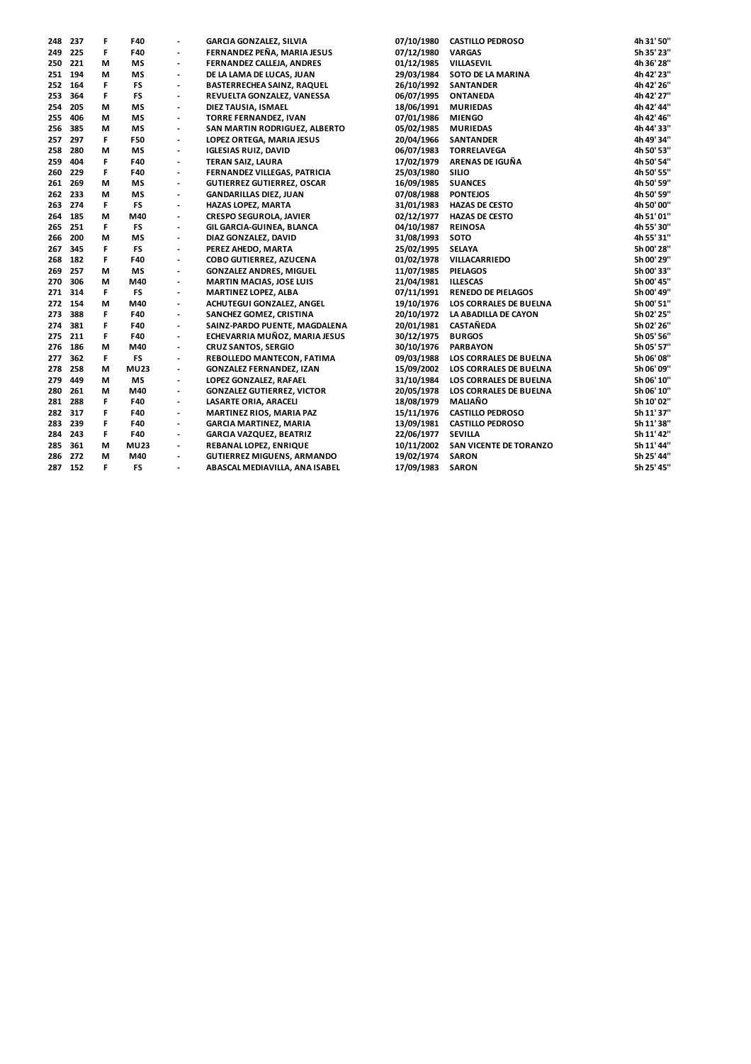| | | | | | | | | |
|---|---|---|---|---|---|---|---|---|
| 248 | 237 | F | F40 | - | GARCIA GONZALEZ, SILVIA | 07/10/1980 | CASTILLO PEDROSO | 4h 31' 50'' |
| 249 | 225 | F | F40 | - | FERNANDEZ PEÑA, MARIA JESUS | 07/12/1980 | VARGAS | 5h 35' 23'' |
| 250 | 221 | M | MS | - | FERNANDEZ CALLEJA, ANDRES | 01/12/1985 | VILLASEVIL | 4h 36' 28'' |
| 251 | 194 | M | MS | - | DE LA LAMA DE LUCAS, JUAN | 29/03/1984 | SOTO DE LA MARINA | 4h 42' 23'' |
| 252 | 164 | F | FS | - | BASTERRECHEA SAINZ, RAQUEL | 26/10/1992 | SANTANDER | 4h 42' 26'' |
| 253 | 364 | F | FS | - | REVUELTA GONZALEZ, VANESSA | 06/07/1995 | ONTANEDA | 4h 42' 27'' |
| 254 | 205 | M | MS | - | DIEZ TAUSIA, ISMAEL | 18/06/1991 | MURIEDAS | 4h 42' 44'' |
| 255 | 406 | M | MS | - | TORRE FERNANDEZ, IVAN | 07/01/1986 | MIENGO | 4h 42' 46'' |
| 256 | 385 | M | MS | - | SAN MARTIN RODRIGUEZ, ALBERTO | 05/02/1985 | MURIEDAS | 4h 44' 33'' |
| 257 | 297 | F | F50 | - | LOPEZ ORTEGA, MARIA JESUS | 20/04/1966 | SANTANDER | 4h 49' 34'' |
| 258 | 280 | M | MS | - | IGLESIAS RUIZ, DAVID | 06/07/1983 | TORRELAVEGA | 4h 50' 53'' |
| 259 | 404 | F | F40 | - | TERAN SAIZ, LAURA | 17/02/1979 | ARENAS DE IGUÑA | 4h 50' 54'' |
| 260 | 229 | F | F40 | - | FERNANDEZ VILLEGAS, PATRICIA | 25/03/1980 | SILIO | 4h 50' 55'' |
| 261 | 269 | M | MS | - | GUTIERREZ GUTIERREZ, OSCAR | 16/09/1985 | SUANCES | 4h 50' 59'' |
| 262 | 233 | M | MS | - | GANDARILLAS DIEZ, JUAN | 07/08/1988 | PONTEJOS | 4h 50' 59'' |
| 263 | 274 | F | FS | - | HAZAS LOPEZ, MARTA | 31/01/1983 | HAZAS DE CESTO | 4h 50' 00'' |
| 264 | 185 | M | M40 | - | CRESPO SEGUROLA, JAVIER | 02/12/1977 | HAZAS DE CESTO | 4h 51' 01'' |
| 265 | 251 | F | FS | - | GIL GARCIA-GUINEA, BLANCA | 04/10/1987 | REINOSA | 4h 55' 30'' |
| 266 | 200 | M | MS | - | DIAZ GONZALEZ, DAVID | 31/08/1993 | SOTO | 4h 55' 31'' |
| 267 | 345 | F | FS | - | PEREZ AHEDO, MARTA | 25/02/1995 | SELAYA | 5h 00' 28'' |
| 268 | 182 | F | F40 | - | COBO GUTIERREZ, AZUCENA | 01/02/1978 | VILLACARRIEDO | 5h 00' 29'' |
| 269 | 257 | M | MS | - | GONZALEZ ANDRES, MIGUEL | 11/07/1985 | PIELAGOS | 5h 00' 33'' |
| 270 | 306 | M | M40 | - | MARTIN MACIAS, JOSE LUIS | 21/04/1981 | ILLESCAS | 5h 00' 45'' |
| 271 | 314 | F | FS | - | MARTINEZ LOPEZ, ALBA | 07/11/1991 | RENEDO DE PIELAGOS | 5h 00' 49'' |
| 272 | 154 | M | M40 | - | ACHUTEGUI GONZALEZ, ANGEL | 19/10/1976 | LOS CORRALES DE BUELNA | 5h 00' 51'' |
| 273 | 388 | F | F40 | - | SANCHEZ GOMEZ, CRISTINA | 20/10/1972 | LA ABADILLA DE CAYON | 5h 02' 25'' |
| 274 | 381 | F | F40 | - | SAINZ-PARDO PUENTE, MAGDALENA | 20/01/1981 | CASTAÑEDA | 5h 02' 26'' |
| 275 | 211 | F | F40 | - | ECHEVARRIA MUÑOZ, MARIA JESUS | 30/12/1975 | BURGOS | 5h 05' 56'' |
| 276 | 186 | M | M40 | - | CRUZ SANTOS, SERGIO | 30/10/1976 | PARBAYON | 5h 05' 57'' |
| 277 | 362 | F | FS | - | REBOLLEDO MANTECON, FATIMA | 09/03/1988 | LOS CORRALES DE BUELNA | 5h 06' 08'' |
| 278 | 258 | M | MU23 | - | GONZALEZ FERNANDEZ, IZAN | 15/09/2002 | LOS CORRALES DE BUELNA | 5h 06' 09'' |
| 279 | 449 | M | MS | - | LOPEZ GONZALEZ, RAFAEL | 31/10/1984 | LOS CORRALES DE BUELNA | 5h 06' 10'' |
| 280 | 261 | M | M40 | - | GONZALEZ GUTIERREZ, VICTOR | 20/05/1978 | LOS CORRALES DE BUELNA | 5h 06' 10'' |
| 281 | 288 | F | F40 | - | LASARTE ORIA, ARACELI | 18/08/1979 | MALIAÑO | 5h 10' 02'' |
| 282 | 317 | F | F40 | - | MARTINEZ RIOS, MARIA PAZ | 15/11/1976 | CASTILLO PEDROSO | 5h 11' 37'' |
| 283 | 239 | F | F40 | - | GARCIA MARTINEZ, MARIA | 13/09/1981 | CASTILLO PEDROSO | 5h 11' 38'' |
| 284 | 243 | F | F40 | - | GARCIA VAZQUEZ, BEATRIZ | 22/06/1977 | SEVILLA | 5h 11' 42'' |
| 285 | 361 | M | MU23 | - | REBANAL LOPEZ, ENRIQUE | 10/11/2002 | SAN VICENTE DE TORANZO | 5h 11' 44'' |
| 286 | 272 | M | M40 | - | GUTIERREZ MIGUENS, ARMANDO | 19/02/1974 | SARON | 5h 25' 44'' |
| 287 | 152 | F | FS | - | ABASCAL MEDIAVILLA, ANA ISABEL | 17/09/1983 | SARON | 5h 25' 45'' |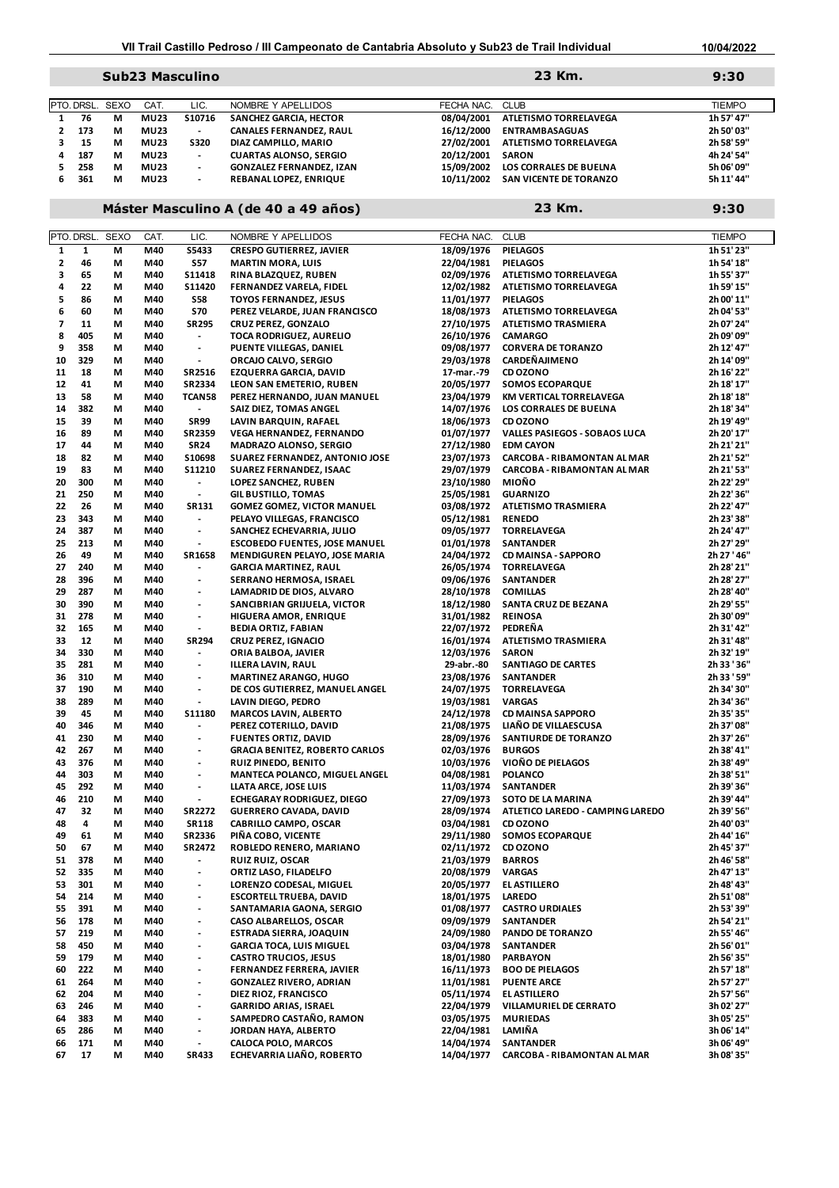**VII Trail Castillo Pedroso / III Campeonato de Cantabria Absoluto y Sub23 de Trail Individual** 10/04/2022

## Sub23 Masculino — 23 Km. — 9:30

| PTO. | DRSL. | SEXO | CAT. | LIC. | NOMBRE Y APELLIDOS | FECHA NAC. | CLUB | TIEMPO |
|---|---|---|---|---|---|---|---|---|
| 1 | 76 | M | MU23 | S10716 | SANCHEZ GARCIA, HECTOR | 08/04/2001 | ATLETISMO TORRELAVEGA | 1h 57' 47" |
| 2 | 173 | M | MU23 | - | CANALES FERNANDEZ, RAUL | 16/12/2000 | ENTRAMBASAGUAS | 2h 50' 03" |
| 3 | 15 | M | MU23 | S320 | DIAZ CAMPILLO, MARIO | 27/02/2001 | ATLETISMO TORRELAVEGA | 2h 58' 59" |
| 4 | 187 | M | MU23 | - | CUARTAS ALONSO, SERGIO | 20/12/2001 | SARON | 4h 24' 54" |
| 5 | 258 | M | MU23 | - | GONZALEZ FERNANDEZ, IZAN | 15/09/2002 | LOS CORRALES DE BUELNA | 5h 06' 09" |
| 6 | 361 | M | MU23 | - | REBANAL LOPEZ, ENRIQUE | 10/11/2002 | SAN VICENTE DE TORANZO | 5h 11' 44" |

## Máster Masculino A (de 40 a 49 años) — 23 Km. — 9:30

| PTO. | DRSL. | SEXO | CAT. | LIC. | NOMBRE Y APELLIDOS | FECHA NAC. | CLUB | TIEMPO |
|---|---|---|---|---|---|---|---|---|
| 1 | 1 | M | M40 | S5433 | CRESPO GUTIERREZ, JAVIER | 18/09/1976 | PIELAGOS | 1h 51' 23" |
| 2 | 46 | M | M40 | S57 | MARTIN MORA, LUIS | 22/04/1981 | PIELAGOS | 1h 54' 18" |
| 3 | 65 | M | M40 | S11418 | RINA BLAZQUEZ, RUBEN | 02/09/1976 | ATLETISMO TORRELAVEGA | 1h 55' 37" |
| 4 | 22 | M | M40 | S11420 | FERNANDEZ VARELA, FIDEL | 12/02/1982 | ATLETISMO TORRELAVEGA | 1h 59' 15" |
| 5 | 86 | M | M40 | S58 | TOYOS FERNANDEZ, JESUS | 11/01/1977 | PIELAGOS | 2h 00' 11" |
| 6 | 60 | M | M40 | S70 | PEREZ VELARDE, JUAN FRANCISCO | 18/08/1973 | ATLETISMO TORRELAVEGA | 2h 04' 53" |
| 7 | 11 | M | M40 | SR295 | CRUZ PEREZ, GONZALO | 27/10/1975 | ATLETISMO TRASMIERA | 2h 07' 24" |
| 8 | 405 | M | M40 | - | TOCA RODRIGUEZ, AURELIO | 26/10/1976 | CAMARGO | 2h 09' 09" |
| 9 | 358 | M | M40 | - | PUENTE VILLEGAS, DANIEL | 09/08/1977 | CORVERA DE TORANZO | 2h 12' 47" |
| 10 | 329 | M | M40 | - | ORCAJO CALVO, SERGIO | 29/03/1978 | CARDEÑAJIMENO | 2h 14' 09" |
| 11 | 18 | M | M40 | SR2516 | EZQUERRA GARCIA, DAVID | 17-mar.-79 | CD OZONO | 2h 16' 22" |
| 12 | 41 | M | M40 | SR2334 | LEON SAN EMETERIO, RUBEN | 20/05/1977 | SOMOS ECOPARQUE | 2h 18' 17" |
| 13 | 58 | M | M40 | TCAN58 | PEREZ HERNANDO, JUAN MANUEL | 23/04/1979 | KM VERTICAL TORRELAVEGA | 2h 18' 18" |
| 14 | 382 | M | M40 | - | SAIZ DIEZ, TOMAS ANGEL | 14/07/1976 | LOS CORRALES DE BUELNA | 2h 18' 34" |
| 15 | 39 | M | M40 | SR99 | LAVIN BARQUIN, RAFAEL | 18/06/1973 | CD OZONO | 2h 19' 49" |
| 16 | 89 | M | M40 | SR2359 | VEGA HERNANDEZ, FERNANDO | 01/07/1977 | VALLES PASIEGOS - SOBAOS LUCA | 2h 20' 17" |
| 17 | 44 | M | M40 | SR24 | MADRAZO ALONSO, SERGIO | 27/12/1980 | EDM CAYON | 2h 21' 21" |
| 18 | 82 | M | M40 | S10698 | SUAREZ FERNANDEZ, ANTONIO JOSE | 23/07/1973 | CARCOBA - RIBAMONTAN AL MAR | 2h 21' 52" |
| 19 | 83 | M | M40 | S11210 | SUAREZ FERNANDEZ, ISAAC | 29/07/1979 | CARCOBA - RIBAMONTAN AL MAR | 2h 21' 53" |
| 20 | 300 | M | M40 | - | LOPEZ SANCHEZ, RUBEN | 23/10/1980 | MIOÑO | 2h 22' 29" |
| 21 | 250 | M | M40 | - | GIL BUSTILLO, TOMAS | 25/05/1981 | GUARNIZO | 2h 22' 36" |
| 22 | 26 | M | M40 | SR131 | GOMEZ GOMEZ, VICTOR MANUEL | 03/08/1972 | ATLETISMO TRASMIERA | 2h 22' 47" |
| 23 | 343 | M | M40 | - | PELAYO VILLEGAS, FRANCISCO | 05/12/1981 | RENEDO | 2h 23' 38" |
| 24 | 387 | M | M40 | - | SANCHEZ ECHEVARRIA, JULIO | 09/05/1977 | TORRELAVEGA | 2h 24' 47" |
| 25 | 213 | M | M40 | - | ESCOBEDO FUENTES, JOSE MANUEL | 01/01/1978 | SANTANDER | 2h 27' 29" |
| 26 | 49 | M | M40 | SR1658 | MENDIGUREN PELAYO, JOSE MARIA | 24/04/1972 | CD MAINSA - SAPPORO | 2h 27 '46" |
| 27 | 240 | M | M40 | - | GARCIA MARTINEZ, RAUL | 26/05/1974 | TORRELAVEGA | 2h 28' 21" |
| 28 | 396 | M | M40 | - | SERRANO HERMOSA, ISRAEL | 09/06/1976 | SANTANDER | 2h 28' 27" |
| 29 | 287 | M | M40 | - | LAMADRID DE DIOS, ALVARO | 28/10/1978 | COMILLAS | 2h 28' 40" |
| 30 | 390 | M | M40 | - | SANCIBRIAN GRIJUELA, VICTOR | 18/12/1980 | SANTA CRUZ DE BEZANA | 2h 29' 55" |
| 31 | 278 | M | M40 | - | HIGUERA AMOR, ENRIQUE | 31/01/1982 | REINOSA | 2h 30' 09" |
| 32 | 165 | M | M40 | - | BEDIA ORTIZ, FABIAN | 22/07/1972 | PEDREÑA | 2h 31' 42" |
| 33 | 12 | M | M40 | SR294 | CRUZ PEREZ, IGNACIO | 16/01/1974 | ATLETISMO TRASMIERA | 2h 31' 48" |
| 34 | 330 | M | M40 | - | ORIA BALBOA, JAVIER | 12/03/1976 | SARON | 2h 32' 19" |
| 35 | 281 | M | M40 | - | ILLERA LAVIN, RAUL | 29-abr.-80 | SANTIAGO DE CARTES | 2h 33 '36" |
| 36 | 310 | M | M40 | - | MARTINEZ ARANGO, HUGO | 23/08/1976 | SANTANDER | 2h 33 '59" |
| 37 | 190 | M | M40 | - | DE COS GUTIERREZ, MANUEL ANGEL | 24/07/1975 | TORRELAVEGA | 2h 34' 30" |
| 38 | 289 | M | M40 | - | LAVIN DIEGO, PEDRO | 19/03/1981 | VARGAS | 2h 34' 36" |
| 39 | 45 | M | M40 | S11180 | MARCOS LAVIN, ALBERTO | 24/12/1978 | CD MAINSA SAPPORO | 2h 35' 35" |
| 40 | 346 | M | M40 | - | PEREZ COTERILLO, DAVID | 21/08/1975 | LIAÑO DE VILLAESCUSA | 2h 37' 08" |
| 41 | 230 | M | M40 | - | FUENTES ORTIZ, DAVID | 28/09/1976 | SANTIURDE DE TORANZO | 2h 37' 26" |
| 42 | 267 | M | M40 | - | GRACIA BENITEZ, ROBERTO CARLOS | 02/03/1976 | BURGOS | 2h 38' 41" |
| 43 | 376 | M | M40 | - | RUIZ PINEDO, BENITO | 10/03/1976 | VIOÑO DE PIELAGOS | 2h 38' 49" |
| 44 | 303 | M | M40 | - | MANTECA POLANCO, MIGUEL ANGEL | 04/08/1981 | POLANCO | 2h 38' 51" |
| 45 | 292 | M | M40 | - | LLATA ARCE, JOSE LUIS | 11/03/1974 | SANTANDER | 2h 39' 36" |
| 46 | 210 | M | M40 | - | ECHEGARAY RODRIGUEZ, DIEGO | 27/09/1973 | SOTO DE LA MARINA | 2h 39' 44" |
| 47 | 32 | M | M40 | SR2272 | GUERRERO CAVADA, DAVID | 28/09/1974 | ATLETICO LAREDO - CAMPING LAREDO | 2h 39' 56" |
| 48 | 4 | M | M40 | SR118 | CABRILLO CAMPO, OSCAR | 03/04/1981 | CD OZONO | 2h 40' 03" |
| 49 | 61 | M | M40 | SR2336 | PIÑA COBO, VICENTE | 29/11/1980 | SOMOS ECOPARQUE | 2h 44' 16" |
| 50 | 67 | M | M40 | SR2472 | ROBLEDO RENERO, MARIANO | 02/11/1972 | CD OZONO | 2h 45' 37" |
| 51 | 378 | M | M40 | - | RUIZ RUIZ, OSCAR | 21/03/1979 | BARROS | 2h 46' 58" |
| 52 | 335 | M | M40 | - | ORTIZ LASO, FILADELFO | 20/08/1979 | VARGAS | 2h 47' 13" |
| 53 | 301 | M | M40 | - | LORENZO CODESAL, MIGUEL | 20/05/1977 | EL ASTILLERO | 2h 48' 43" |
| 54 | 214 | M | M40 | - | ESCORTELL TRUEBA, DAVID | 18/01/1975 | LAREDO | 2h 51' 08" |
| 55 | 391 | M | M40 | - | SANTAMARIA GAONA, SERGIO | 01/08/1977 | CASTRO URDIALES | 2h 53' 39" |
| 56 | 178 | M | M40 | - | CASO ALBARELLOS, OSCAR | 09/09/1979 | SANTANDER | 2h 54' 21" |
| 57 | 219 | M | M40 | - | ESTRADA SIERRA, JOAQUIN | 24/09/1980 | PANDO DE TORANZO | 2h 55' 46" |
| 58 | 450 | M | M40 | - | GARCIA TOCA, LUIS MIGUEL | 03/04/1978 | SANTANDER | 2h 56' 01" |
| 59 | 179 | M | M40 | - | CASTRO TRUCIOS, JESUS | 18/01/1980 | PARBAYON | 2h 56' 35" |
| 60 | 222 | M | M40 | - | FERNANDEZ FERRERA, JAVIER | 16/11/1973 | BOO DE PIELAGOS | 2h 57' 18" |
| 61 | 264 | M | M40 | - | GONZALEZ RIVERO, ADRIAN | 11/01/1981 | PUENTE ARCE | 2h 57' 27" |
| 62 | 204 | M | M40 | - | DIEZ RIOZ, FRANCISCO | 05/11/1974 | EL ASTILLERO | 2h 57' 56" |
| 63 | 246 | M | M40 | - | GARRIDO ARIAS, ISRAEL | 22/04/1979 | VILLAMURIEL DE CERRATO | 3h 02' 27" |
| 64 | 383 | M | M40 | - | SAMPEDRO CASTAÑO, RAMON | 03/05/1975 | MURIEDAS | 3h 05' 25" |
| 65 | 286 | M | M40 | - | JORDAN HAYA, ALBERTO | 22/04/1981 | LAMIÑA | 3h 06' 14" |
| 66 | 171 | M | M40 | - | CALOCA POLO, MARCOS | 14/04/1974 | SANTANDER | 3h 06' 49" |
| 67 | 17 | M | M40 | SR433 | ECHEVARRIA LIAÑO, ROBERTO | 14/04/1977 | CARCOBA - RIBAMONTAN AL MAR | 3h 08' 35" |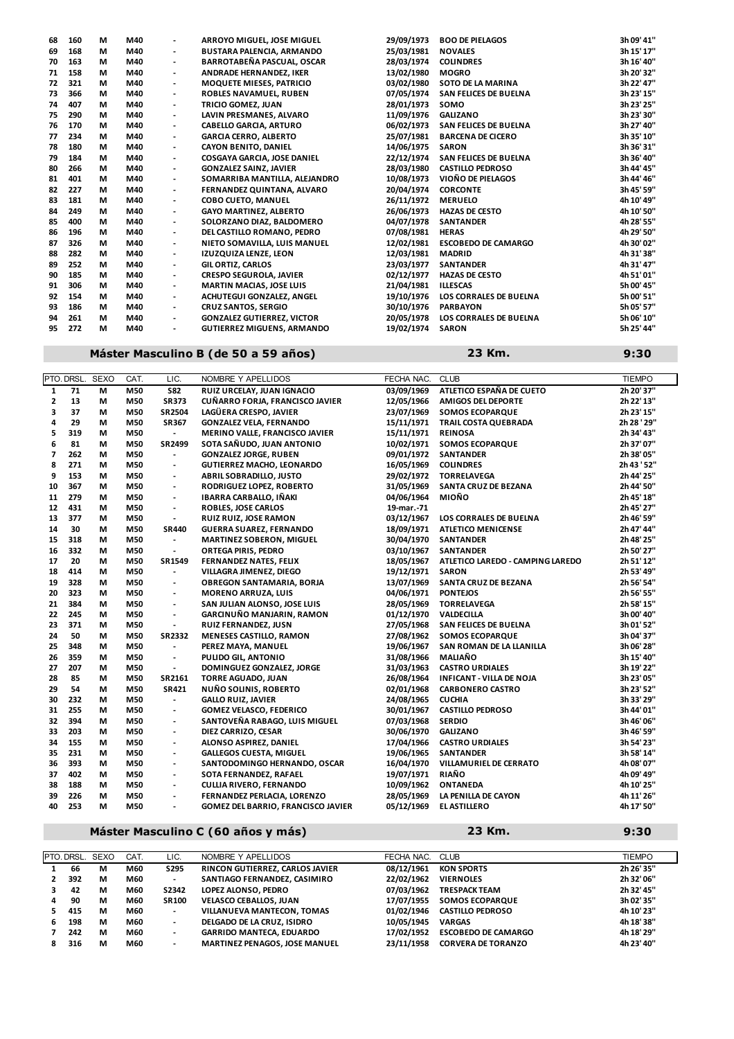| PTO. | DRSL. | SEXO | CAT. | LIC. | NOMBRE Y APELLIDOS | FECHA NAC. | CLUB | TIEMPO |
|---|---|---|---|---|---|---|---|---|
| 68 | 160 | M | M40 | - | ARROYO MIGUEL, JOSE MIGUEL | 29/09/1973 | BOO DE PIELAGOS | 3h 09' 41" |
| 69 | 168 | M | M40 | - | BUSTARA PALENCIA, ARMANDO | 25/03/1981 | NOVALES | 3h 15' 17" |
| 70 | 163 | M | M40 | - | BARROTABEÑA PASCUAL, OSCAR | 28/03/1974 | COLINDRES | 3h 16' 40" |
| 71 | 158 | M | M40 | - | ANDRADE HERNANDEZ, IKER | 13/02/1980 | MOGRO | 3h 20' 32" |
| 72 | 321 | M | M40 | - | MOQUETE MIESES, PATRICIO | 03/02/1980 | SOTO DE LA MARINA | 3h 22' 47" |
| 73 | 366 | M | M40 | - | ROBLES NAVAMUEL, RUBEN | 07/05/1974 | SAN FELICES DE BUELNA | 3h 23' 15" |
| 74 | 407 | M | M40 | - | TRICIO GOMEZ, JUAN | 28/01/1973 | SOMO | 3h 23' 25" |
| 75 | 290 | M | M40 | - | LAVIN PRESMANES, ALVARO | 11/09/1976 | GALIZANO | 3h 23' 30" |
| 76 | 170 | M | M40 | - | CABELLO GARCIA, ARTURO | 06/02/1973 | SAN FELICES DE BUELNA | 3h 27' 40" |
| 77 | 234 | M | M40 | - | GARCIA CERRO, ALBERTO | 25/07/1981 | BARCENA DE CICERO | 3h 35' 10" |
| 78 | 180 | M | M40 | - | CAYON BENITO, DANIEL | 14/06/1975 | SARON | 3h 36' 31" |
| 79 | 184 | M | M40 | - | COSGAYA GARCIA, JOSE DANIEL | 22/12/1974 | SAN FELICES DE BUELNA | 3h 36' 40" |
| 80 | 266 | M | M40 | - | GONZALEZ SAINZ, JAVIER | 28/03/1980 | CASTILLO PEDROSO | 3h 44' 45" |
| 81 | 401 | M | M40 | - | SOMARRIBA MANTILLA, ALEJANDRO | 10/08/1973 | VIOÑO DE PIELAGOS | 3h 44' 46" |
| 82 | 227 | M | M40 | - | FERNANDEZ QUINTANA, ALVARO | 20/04/1974 | CORCONTE | 3h 45' 59" |
| 83 | 181 | M | M40 | - | COBO CUETO, MANUEL | 26/11/1972 | MERUELO | 4h 10' 49" |
| 84 | 249 | M | M40 | - | GAYO MARTINEZ, ALBERTO | 26/06/1973 | HAZAS DE CESTO | 4h 10' 50" |
| 85 | 400 | M | M40 | - | SOLORZANO DIAZ, BALDOMERO | 04/07/1978 | SANTANDER | 4h 28' 55" |
| 86 | 196 | M | M40 | - | DEL CASTILLO ROMANO, PEDRO | 07/08/1981 | HERAS | 4h 29' 50" |
| 87 | 326 | M | M40 | - | NIETO SOMAVILLA, LUIS MANUEL | 12/02/1981 | ESCOBEDO DE CAMARGO | 4h 30' 02" |
| 88 | 282 | M | M40 | - | IZUZQUIZA LENZE, LEON | 12/03/1981 | MADRID | 4h 31' 38" |
| 89 | 252 | M | M40 | - | GIL ORTIZ, CARLOS | 23/03/1977 | SANTANDER | 4h 31' 47" |
| 90 | 185 | M | M40 | - | CRESPO SEGUROLA, JAVIER | 02/12/1977 | HAZAS DE CESTO | 4h 51' 01" |
| 91 | 306 | M | M40 | - | MARTIN MACIAS, JOSE LUIS | 21/04/1981 | ILLESCAS | 5h 00' 45" |
| 92 | 154 | M | M40 | - | ACHUTEGUI GONZALEZ, ANGEL | 19/10/1976 | LOS CORRALES DE BUELNA | 5h 00' 51" |
| 93 | 186 | M | M40 | - | CRUZ SANTOS, SERGIO | 30/10/1976 | PARBAYON | 5h 05' 57" |
| 94 | 261 | M | M40 | - | GONZALEZ GUTIERREZ, VICTOR | 20/05/1978 | LOS CORRALES DE BUELNA | 5h 06' 10" |
| 95 | 272 | M | M40 | - | GUTIERREZ MIGUENS, ARMANDO | 19/02/1974 | SARON | 5h 25' 44" |

## Máster Masculino B (de 50 a 59 años) — 23 Km. — 9:30

| PTO. | DRSL. | SEXO | CAT. | LIC. | NOMBRE Y APELLIDOS | FECHA NAC. | CLUB | TIEMPO |
|---|---|---|---|---|---|---|---|---|
| 1 | 71 | M | M50 | S82 | RUIZ URCELAY, JUAN IGNACIO | 03/09/1969 | ATLETICO ESPAÑA DE CUETO | 2h 20' 37" |
| 2 | 13 | M | M50 | SR373 | CUÑARRO FORJA, FRANCISCO JAVIER | 12/05/1966 | AMIGOS DEL DEPORTE | 2h 22' 13" |
| 3 | 37 | M | M50 | SR2504 | LAGÜERA CRESPO, JAVIER | 23/07/1969 | SOMOS ECOPARQUE | 2h 23' 15" |
| 4 | 29 | M | M50 | SR367 | GONZALEZ VELA, FERNANDO | 15/11/1971 | TRAIL COSTA QUEBRADA | 2h 28 ' 29" |
| 5 | 319 | M | M50 | - | MERINO VALLE, FRANCISCO JAVIER | 15/11/1971 | REINOSA | 2h 34' 43" |
| 6 | 81 | M | M50 | SR2499 | SOTA SAÑUDO, JUAN ANTONIO | 10/02/1971 | SOMOS ECOPARQUE | 2h 37' 07" |
| 7 | 262 | M | M50 | - | GONZALEZ JORGE, RUBEN | 09/01/1972 | SANTANDER | 2h 38' 05" |
| 8 | 271 | M | M50 | - | GUTIERREZ MACHO, LEONARDO | 16/05/1969 | COLINDRES | 2h 43 ' 52" |
| 9 | 153 | M | M50 | - | ABRIL SOBRADILLO, JUSTO | 29/02/1972 | TORRELAVEGA | 2h 44' 25" |
| 10 | 367 | M | M50 | - | RODRIGUEZ LOPEZ, ROBERTO | 31/05/1969 | SANTA CRUZ DE BEZANA | 2h 44' 50" |
| 11 | 279 | M | M50 | - | IBARRA CARBALLO, IÑAKI | 04/06/1964 | MIOÑO | 2h 45' 18" |
| 12 | 431 | M | M50 | - | ROBLES, JOSE CARLOS | 19-mar.-71 | | 2h 45' 27" |
| 13 | 377 | M | M50 | - | RUIZ RUIZ, JOSE RAMON | 03/12/1967 | LOS CORRALES DE BUELNA | 2h 46' 59" |
| 14 | 30 | M | M50 | SR440 | GUERRA SUAREZ, FERNANDO | 18/09/1971 | ATLETICO MENICENSE | 2h 47' 44" |
| 15 | 318 | M | M50 | - | MARTINEZ SOBERON, MIGUEL | 30/04/1970 | SANTANDER | 2h 48' 25" |
| 16 | 332 | M | M50 | - | ORTEGA PIRIS, PEDRO | 03/10/1967 | SANTANDER | 2h 50' 27" |
| 17 | 20 | M | M50 | SR1549 | FERNANDEZ NATES, FELIX | 18/05/1967 | ATLETICO LAREDO - CAMPING LAREDO | 2h 51' 12" |
| 18 | 414 | M | M50 | - | VILLAGRA JIMENEZ, DIEGO | 19/12/1971 | SARON | 2h 53' 49" |
| 19 | 328 | M | M50 | - | OBREGON SANTAMARIA, BORJA | 13/07/1969 | SANTA CRUZ DE BEZANA | 2h 56' 54" |
| 20 | 323 | M | M50 | - | MORENO ARRUZA, LUIS | 04/06/1971 | PONTEJOS | 2h 56' 55" |
| 21 | 384 | M | M50 | - | SAN JULIAN ALONSO, JOSE LUIS | 28/05/1969 | TORRELAVEGA | 2h 58' 15" |
| 22 | 245 | M | M50 | - | GARCINUÑO MANJARIN, RAMON | 01/12/1970 | VALDECILLA | 3h 00' 40" |
| 23 | 371 | M | M50 | - | RUIZ FERNANDEZ, JUSN | 27/05/1968 | SAN FELICES DE BUELNA | 3h 01' 52" |
| 24 | 50 | M | M50 | SR2332 | MENESES CASTILLO, RAMON | 27/08/1962 | SOMOS ECOPARQUE | 3h 04' 37" |
| 25 | 348 | M | M50 | - | PEREZ MAYA, MANUEL | 19/06/1967 | SAN ROMAN DE LA LLANILLA | 3h 06' 28" |
| 26 | 359 | M | M50 | - | PULIDO GIL, ANTONIO | 31/08/1966 | MALIAÑO | 3h 15' 40" |
| 27 | 207 | M | M50 | - | DOMINGUEZ GONZALEZ, JORGE | 31/03/1963 | CASTRO URDIALES | 3h 19' 22" |
| 28 | 85 | M | M50 | SR2161 | TORRE AGUADO, JUAN | 26/08/1964 | INFICANT - VILLA DE NOJA | 3h 23' 05" |
| 29 | 54 | M | M50 | SR421 | NUÑO SOLINIS, ROBERTO | 02/01/1968 | CARBONERO CASTRO | 3h 23' 52" |
| 30 | 232 | M | M50 | - | GALLO RUIZ, JAVIER | 24/08/1965 | CUCHIA | 3h 33' 29" |
| 31 | 255 | M | M50 | - | GOMEZ VELASCO, FEDERICO | 30/01/1967 | CASTILLO PEDROSO | 3h 44' 01" |
| 32 | 394 | M | M50 | - | SANTOVEÑA RABAGO, LUIS MIGUEL | 07/03/1968 | SERDIO | 3h 46' 06" |
| 33 | 203 | M | M50 | - | DIEZ CARRIZO, CESAR | 30/06/1970 | GALIZANO | 3h 46' 59" |
| 34 | 155 | M | M50 | - | ALONSO ASPIREZ, DANIEL | 17/04/1966 | CASTRO URDIALES | 3h 54' 23" |
| 35 | 231 | M | M50 | - | GALLEGOS CUESTA, MIGUEL | 19/06/1965 | SANTANDER | 3h 58' 14" |
| 36 | 393 | M | M50 | - | SANTODOMINGO HERNANDO, OSCAR | 16/04/1970 | VILLAMURIEL DE CERRATO | 4h 08' 07" |
| 37 | 402 | M | M50 | - | SOTA FERNANDEZ, RAFAEL | 19/07/1971 | RIAÑO | 4h 09' 49" |
| 38 | 188 | M | M50 | - | CULLIA RIVERO, FERNANDO | 10/09/1962 | ONTANEDA | 4h 10' 25" |
| 39 | 226 | M | M50 | - | FERNANDEZ PERLACIA, LORENZO | 28/05/1969 | LA PENILLA DE CAYON | 4h 11' 26" |
| 40 | 253 | M | M50 | - | GOMEZ DEL BARRIO, FRANCISCO JAVIER | 05/12/1969 | EL ASTILLERO | 4h 17' 50" |

## Máster Masculino C (60 años y más) — 23 Km. — 9:30

| PTO. | DRSL. | SEXO | CAT. | LIC. | NOMBRE Y APELLIDOS | FECHA NAC. | CLUB | TIEMPO |
|---|---|---|---|---|---|---|---|---|
| 1 | 66 | M | M60 | S295 | RINCON GUTIERREZ, CARLOS JAVIER | 08/12/1961 | KON SPORTS | 2h 26' 35" |
| 2 | 392 | M | M60 | - | SANTIAGO FERNANDEZ, CASIMIRO | 22/02/1962 | VIERNOLES | 2h 32' 06" |
| 3 | 42 | M | M60 | S2342 | LOPEZ ALONSO, PEDRO | 07/03/1962 | TRESPACK TEAM | 2h 32' 45" |
| 4 | 90 | M | M60 | SR100 | VELASCO CEBALLOS, JUAN | 17/07/1955 | SOMOS ECOPARQUE | 3h 02' 35" |
| 5 | 415 | M | M60 | - | VILLANUEVA MANTECON, TOMAS | 01/02/1946 | CASTILLO PEDROSO | 4h 10' 23" |
| 6 | 198 | M | M60 | - | DELGADO DE LA CRUZ, ISIDRO | 10/05/1945 | VARGAS | 4h 18' 38" |
| 7 | 242 | M | M60 | - | GARRIDO MANTECA, EDUARDO | 17/02/1952 | ESCOBEDO DE CAMARGO | 4h 18' 29" |
| 8 | 316 | M | M60 | - | MARTINEZ PENAGOS, JOSE MANUEL | 23/11/1958 | CORVERA DE TORANZO | 4h 23' 40" |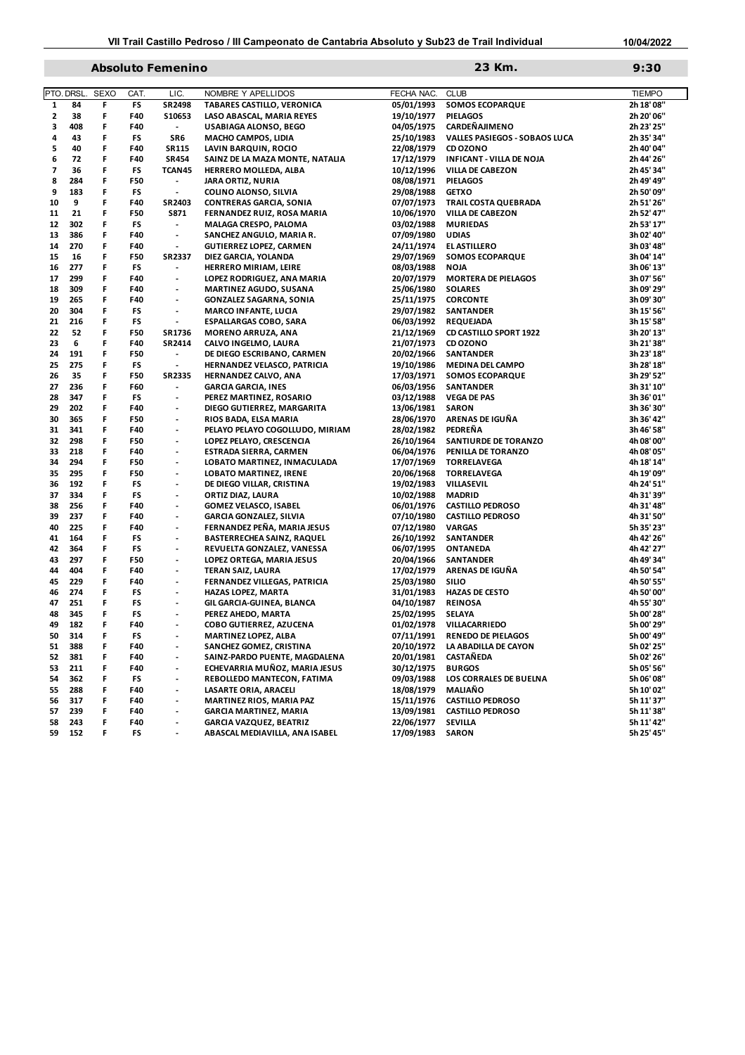# VII Trail Castillo Pedroso / III Campeonato de Cantabria Absoluto y Sub23 de Trail Individual

10/04/2022

## Absoluto Femenino

23 Km. 9:30

| PTO. | DRSL. | SEXO | CAT. | LIC. | NOMBRE Y APELLIDOS | FECHA NAC. | CLUB | TIEMPO |
|---|---|---|---|---|---|---|---|---|
| 1 | 84 | F | FS | SR2498 | TABARES CASTILLO, VERONICA | 05/01/1993 | SOMOS ECOPARQUE | 2h 18' 08'' |
| 2 | 38 | F | F40 | S10653 | LASO ABASCAL, MARIA REYES | 19/10/1977 | PIELAGOS | 2h 20' 06'' |
| 3 | 408 | F | F40 | - | USABIAGA ALONSO, BEGO | 04/05/1975 | CARDEÑAJIMENO | 2h 23' 25'' |
| 4 | 43 | F | FS | SR6 | MACHO CAMPOS, LIDIA | 25/10/1983 | VALLES PASIEGOS - SOBAOS LUCA | 2h 35' 34'' |
| 5 | 40 | F | F40 | SR115 | LAVIN BARQUIN, ROCIO | 22/08/1979 | CD OZONO | 2h 40' 04'' |
| 6 | 72 | F | F40 | SR454 | SAINZ DE LA MAZA MONTE, NATALIA | 17/12/1979 | INFICANT - VILLA DE NOJA | 2h 44' 26'' |
| 7 | 36 | F | FS | TCAN45 | HERRERO MOLLEDA, ALBA | 10/12/1996 | VILLA DE CABEZON | 2h 45' 34'' |
| 8 | 284 | F | F50 | - | JARA ORTIZ, NURIA | 08/08/1971 | PIELAGOS | 2h 49' 49'' |
| 9 | 183 | F | FS | - | COLINO ALONSO, SILVIA | 29/08/1988 | GETXO | 2h 50' 09'' |
| 10 | 9 | F | F40 | SR2403 | CONTRERAS GARCIA, SONIA | 07/07/1973 | TRAIL COSTA QUEBRADA | 2h 51' 26'' |
| 11 | 21 | F | F50 | S871 | FERNANDEZ RUIZ, ROSA MARIA | 10/06/1970 | VILLA DE CABEZON | 2h 52' 47'' |
| 12 | 302 | F | FS | - | MALAGA CRESPO, PALOMA | 03/02/1988 | MURIEDAS | 2h 53' 17'' |
| 13 | 386 | F | F40 | - | SANCHEZ ANGULO, MARIA R. | 07/09/1980 | UDIAS | 3h 02' 40'' |
| 14 | 270 | F | F40 | - | GUTIERREZ LOPEZ, CARMEN | 24/11/1974 | EL ASTILLERO | 3h 03' 48'' |
| 15 | 16 | F | F50 | SR2337 | DIEZ GARCIA, YOLANDA | 29/07/1969 | SOMOS ECOPARQUE | 3h 04' 14'' |
| 16 | 277 | F | FS | - | HERRERO MIRIAM, LEIRE | 08/03/1988 | NOJA | 3h 06' 13'' |
| 17 | 299 | F | F40 | - | LOPEZ RODRIGUEZ, ANA MARIA | 20/07/1979 | MORTERA DE PIELAGOS | 3h 07' 56'' |
| 18 | 309 | F | F40 | - | MARTINEZ AGUDO, SUSANA | 25/06/1980 | SOLARES | 3h 09' 29'' |
| 19 | 265 | F | F40 | - | GONZALEZ SAGARNA, SONIA | 25/11/1975 | CORCONTE | 3h 09' 30'' |
| 20 | 304 | F | FS | - | MARCO INFANTE, LUCIA | 29/07/1982 | SANTANDER | 3h 15' 56'' |
| 21 | 216 | F | FS | - | ESPALLARGAS COBO, SARA | 06/03/1992 | REQUEJADA | 3h 15' 58'' |
| 22 | 52 | F | F50 | SR1736 | MORENO ARRUZA, ANA | 21/12/1969 | CD CASTILLO SPORT 1922 | 3h 20' 13'' |
| 23 | 6 | F | F40 | SR2414 | CALVO INGELMO, LAURA | 21/07/1973 | CD OZONO | 3h 21' 38'' |
| 24 | 191 | F | F50 | - | DE DIEGO ESCRIBANO, CARMEN | 20/02/1966 | SANTANDER | 3h 23' 18'' |
| 25 | 275 | F | FS | - | HERNANDEZ VELASCO, PATRICIA | 19/10/1986 | MEDINA DEL CAMPO | 3h 28' 18'' |
| 26 | 35 | F | F50 | SR2335 | HERNANDEZ CALVO, ANA | 17/03/1971 | SOMOS ECOPARQUE | 3h 29' 52'' |
| 27 | 236 | F | F60 | - | GARCIA GARCIA, INES | 06/03/1956 | SANTANDER | 3h 31' 10'' |
| 28 | 347 | F | FS | - | PEREZ MARTINEZ, ROSARIO | 03/12/1988 | VEGA DE PAS | 3h 36' 01'' |
| 29 | 202 | F | F40 | - | DIEGO GUTIERREZ, MARGARITA | 13/06/1981 | SARON | 3h 36' 30'' |
| 30 | 365 | F | F50 | - | RIOS BADA, ELSA MARIA | 28/06/1970 | ARENAS DE IGUÑA | 3h 36' 42'' |
| 31 | 341 | F | F40 | - | PELAYO PELAYO COGOLLUDO, MIRIAM | 28/02/1982 | PEDREÑA | 3h 46' 58'' |
| 32 | 298 | F | F50 | - | LOPEZ PELAYO, CRESCENCIA | 26/10/1964 | SANTIURDE DE TORANZO | 4h 08' 00'' |
| 33 | 218 | F | F40 | - | ESTRADA SIERRA, CARMEN | 06/04/1976 | PENILLA DE TORANZO | 4h 08' 05'' |
| 34 | 294 | F | F50 | - | LOBATO MARTINEZ, INMACULADA | 17/07/1969 | TORRELAVEGA | 4h 18' 14'' |
| 35 | 295 | F | F50 | - | LOBATO MARTINEZ, IRENE | 20/06/1968 | TORRELAVEGA | 4h 19' 09'' |
| 36 | 192 | F | FS | - | DE DIEGO VILLAR, CRISTINA | 19/02/1983 | VILLASEVIL | 4h 24' 51'' |
| 37 | 334 | F | FS | - | ORTIZ DIAZ, LAURA | 10/02/1988 | MADRID | 4h 31' 39'' |
| 38 | 256 | F | F40 | - | GOMEZ VELASCO, ISABEL | 06/01/1976 | CASTILLO PEDROSO | 4h 31' 48'' |
| 39 | 237 | F | F40 | - | GARCIA GONZALEZ, SILVIA | 07/10/1980 | CASTILLO PEDROSO | 4h 31' 50'' |
| 40 | 225 | F | F40 | - | FERNANDEZ PEÑA, MARIA JESUS | 07/12/1980 | VARGAS | 5h 35' 23'' |
| 41 | 164 | F | FS | - | BASTERRECHEA SAINZ, RAQUEL | 26/10/1992 | SANTANDER | 4h 42' 26'' |
| 42 | 364 | F | FS | - | REVUELTA GONZALEZ, VANESSA | 06/07/1995 | ONTANEDA | 4h 42' 27'' |
| 43 | 297 | F | F50 | - | LOPEZ ORTEGA, MARIA JESUS | 20/04/1966 | SANTANDER | 4h 49' 34'' |
| 44 | 404 | F | F40 | - | TERAN SAIZ, LAURA | 17/02/1979 | ARENAS DE IGUÑA | 4h 50' 54'' |
| 45 | 229 | F | F40 | - | FERNANDEZ VILLEGAS, PATRICIA | 25/03/1980 | SILIO | 4h 50' 55'' |
| 46 | 274 | F | FS | - | HAZAS LOPEZ, MARTA | 31/01/1983 | HAZAS DE CESTO | 4h 50' 00'' |
| 47 | 251 | F | FS | - | GIL GARCIA-GUINEA, BLANCA | 04/10/1987 | REINOSA | 4h 55' 30'' |
| 48 | 345 | F | FS | - | PEREZ AHEDO, MARTA | 25/02/1995 | SELAYA | 5h 00' 28'' |
| 49 | 182 | F | F40 | - | COBO GUTIERREZ, AZUCENA | 01/02/1978 | VILLACARRIEDO | 5h 00' 29'' |
| 50 | 314 | F | FS | - | MARTINEZ LOPEZ, ALBA | 07/11/1991 | RENEDO DE PIELAGOS | 5h 00' 49'' |
| 51 | 388 | F | F40 | - | SANCHEZ GOMEZ, CRISTINA | 20/10/1972 | LA ABADILLA DE CAYON | 5h 02' 25'' |
| 52 | 381 | F | F40 | - | SAINZ-PARDO PUENTE, MAGDALENA | 20/01/1981 | CASTAÑEDA | 5h 02' 26'' |
| 53 | 211 | F | F40 | - | ECHEVARRIA MUÑOZ, MARIA JESUS | 30/12/1975 | BURGOS | 5h 05' 56'' |
| 54 | 362 | F | FS | - | REBOLLEDO MANTECON, FATIMA | 09/03/1988 | LOS CORRALES DE BUELNA | 5h 06' 08'' |
| 55 | 288 | F | F40 | - | LASARTE ORIA, ARACELI | 18/08/1979 | MALIAÑO | 5h 10' 02'' |
| 56 | 317 | F | F40 | - | MARTINEZ RIOS, MARIA PAZ | 15/11/1976 | CASTILLO PEDROSO | 5h 11' 37'' |
| 57 | 239 | F | F40 | - | GARCIA MARTINEZ, MARIA | 13/09/1981 | CASTILLO PEDROSO | 5h 11' 38'' |
| 58 | 243 | F | F40 | - | GARCIA VAZQUEZ, BEATRIZ | 22/06/1977 | SEVILLA | 5h 11' 42'' |
| 59 | 152 | F | FS | - | ABASCAL MEDIAVILLA, ANA ISABEL | 17/09/1983 | SARON | 5h 25' 45'' |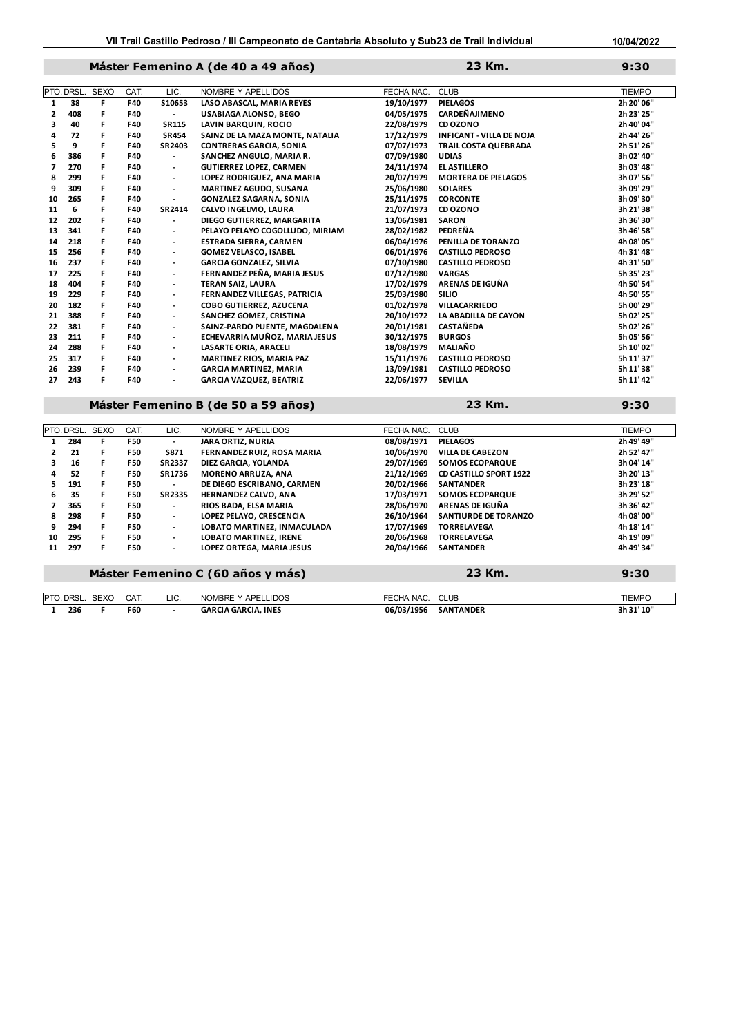## Máster Femenino A (de 40 a 49 años) — 23 Km. — 9:30

| PTO. | DRSL. | SEXO | CAT. | LIC. | NOMBRE Y APELLIDOS | FECHA NAC. | CLUB | TIEMPO |
|---|---|---|---|---|---|---|---|---|
| 1 | 38 | F | F40 | S10653 | LASO ABASCAL, MARIA REYES | 19/10/1977 | PIELAGOS | 2h 20' 06" |
| 2 | 408 | F | F40 | - | USABIAGA ALONSO, BEGO | 04/05/1975 | CARDEÑAJIMENO | 2h 23' 25" |
| 3 | 40 | F | F40 | SR115 | LAVIN BARQUIN, ROCIO | 22/08/1979 | CD OZONO | 2h 40' 04" |
| 4 | 72 | F | F40 | SR454 | SAINZ DE LA MAZA MONTE, NATALIA | 17/12/1979 | INFICANT - VILLA DE NOJA | 2h 44' 26" |
| 5 | 9 | F | F40 | SR2403 | CONTRERAS GARCIA, SONIA | 07/07/1973 | TRAIL COSTA QUEBRADA | 2h 51' 26" |
| 6 | 386 | F | F40 | - | SANCHEZ ANGULO, MARIA R. | 07/09/1980 | UDIAS | 3h 02' 40" |
| 7 | 270 | F | F40 | - | GUTIERREZ LOPEZ, CARMEN | 24/11/1974 | EL ASTILLERO | 3h 03' 48" |
| 8 | 299 | F | F40 | - | LOPEZ RODRIGUEZ, ANA MARIA | 20/07/1979 | MORTERA DE PIELAGOS | 3h 07' 56" |
| 9 | 309 | F | F40 | - | MARTINEZ AGUDO, SUSANA | 25/06/1980 | SOLARES | 3h 09' 29" |
| 10 | 265 | F | F40 | - | GONZALEZ SAGARNA, SONIA | 25/11/1975 | CORCONTE | 3h 09' 30" |
| 11 | 6 | F | F40 | SR2414 | CALVO INGELMO, LAURA | 21/07/1973 | CD OZONO | 3h 21' 38" |
| 12 | 202 | F | F40 | - | DIEGO GUTIERREZ, MARGARITA | 13/06/1981 | SARON | 3h 36' 30" |
| 13 | 341 | F | F40 | - | PELAYO PELAYO COGOLLUDO, MIRIAM | 28/02/1982 | PEDREÑA | 3h 46' 58" |
| 14 | 218 | F | F40 | - | ESTRADA SIERRA, CARMEN | 06/04/1976 | PENILLA DE TORANZO | 4h 08' 05" |
| 15 | 256 | F | F40 | - | GOMEZ VELASCO, ISABEL | 06/01/1976 | CASTILLO PEDROSO | 4h 31' 48" |
| 16 | 237 | F | F40 | - | GARCIA GONZALEZ, SILVIA | 07/10/1980 | CASTILLO PEDROSO | 4h 31' 50" |
| 17 | 225 | F | F40 | - | FERNANDEZ PEÑA, MARIA JESUS | 07/12/1980 | VARGAS | 5h 35' 23" |
| 18 | 404 | F | F40 | - | TERAN SAIZ, LAURA | 17/02/1979 | ARENAS DE IGUÑA | 4h 50' 54" |
| 19 | 229 | F | F40 | - | FERNANDEZ VILLEGAS, PATRICIA | 25/03/1980 | SILIO | 4h 50' 55" |
| 20 | 182 | F | F40 | - | COBO GUTIERREZ, AZUCENA | 01/02/1978 | VILLACARRIEDO | 5h 00' 29" |
| 21 | 388 | F | F40 | - | SANCHEZ GOMEZ, CRISTINA | 20/10/1972 | LA ABADILLA DE CAYON | 5h 02' 25" |
| 22 | 381 | F | F40 | - | SAINZ-PARDO PUENTE, MAGDALENA | 20/01/1981 | CASTAÑEDA | 5h 02' 26" |
| 23 | 211 | F | F40 | - | ECHEVARRIA MUÑOZ, MARIA JESUS | 30/12/1975 | BURGOS | 5h 05' 56" |
| 24 | 288 | F | F40 | - | LASARTE ORIA, ARACELI | 18/08/1979 | MALIAÑO | 5h 10' 02" |
| 25 | 317 | F | F40 | - | MARTINEZ RIOS, MARIA PAZ | 15/11/1976 | CASTILLO PEDROSO | 5h 11' 37" |
| 26 | 239 | F | F40 | - | GARCIA MARTINEZ, MARIA | 13/09/1981 | CASTILLO PEDROSO | 5h 11' 38" |
| 27 | 243 | F | F40 | - | GARCIA VAZQUEZ, BEATRIZ | 22/06/1977 | SEVILLA | 5h 11' 42" |

## Máster Femenino B (de 50 a 59 años) — 23 Km. — 9:30

| PTO. | DRSL. | SEXO | CAT. | LIC. | NOMBRE Y APELLIDOS | FECHA NAC. | CLUB | TIEMPO |
|---|---|---|---|---|---|---|---|---|
| 1 | 284 | F | F50 | - | JARA ORTIZ, NURIA | 08/08/1971 | PIELAGOS | 2h 49' 49" |
| 2 | 21 | F | F50 | S871 | FERNANDEZ RUIZ, ROSA MARIA | 10/06/1970 | VILLA DE CABEZON | 2h 52' 47" |
| 3 | 16 | F | F50 | SR2337 | DIEZ GARCIA, YOLANDA | 29/07/1969 | SOMOS ECOPARQUE | 3h 04' 14" |
| 4 | 52 | F | F50 | SR1736 | MORENO ARRUZA, ANA | 21/12/1969 | CD CASTILLO SPORT 1922 | 3h 20' 13" |
| 5 | 191 | F | F50 | - | DE DIEGO ESCRIBANO, CARMEN | 20/02/1966 | SANTANDER | 3h 23' 18" |
| 6 | 35 | F | F50 | SR2335 | HERNANDEZ CALVO, ANA | 17/03/1971 | SOMOS ECOPARQUE | 3h 29' 52" |
| 7 | 365 | F | F50 | - | RIOS BADA, ELSA MARIA | 28/06/1970 | ARENAS DE IGUÑA | 3h 36' 42" |
| 8 | 298 | F | F50 | - | LOPEZ PELAYO, CRESCENCIA | 26/10/1964 | SANTIURDE DE TORANZO | 4h 08' 00" |
| 9 | 294 | F | F50 | - | LOBATO MARTINEZ, INMACULADA | 17/07/1969 | TORRELAVEGA | 4h 18' 14" |
| 10 | 295 | F | F50 | - | LOBATO MARTINEZ, IRENE | 20/06/1968 | TORRELAVEGA | 4h 19' 09" |
| 11 | 297 | F | F50 | - | LOPEZ ORTEGA, MARIA JESUS | 20/04/1966 | SANTANDER | 4h 49' 34" |

## Máster Femenino C (60 años y más) — 23 Km. — 9:30

| PTO. | DRSL. | SEXO | CAT. | LIC. | NOMBRE Y APELLIDOS | FECHA NAC. | CLUB | TIEMPO |
|---|---|---|---|---|---|---|---|---|
| 1 | 236 | F | F60 | - | GARCIA GARCIA, INES | 06/03/1956 | SANTANDER | 3h 31' 10" |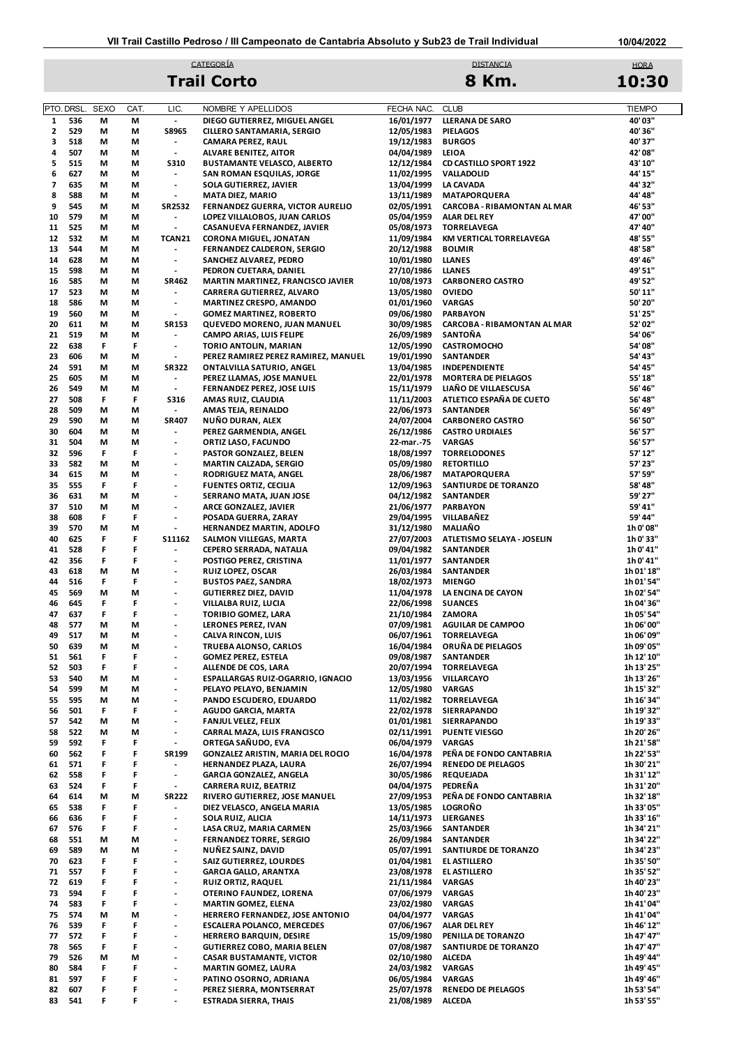VII Trail Castillo Pedroso / III Campeonato de Cantabria Absoluto y Sub23 de Trail Individual — 10/04/2022

| CATEGORÍA | DISTANCIA | HORA |
|---|---|---|
| **Trail Corto** | **8 Km.** | **10:30** |

| PTO. | DRSL. | SEXO | CAT. | LIC. | NOMBRE Y APELLIDOS | FECHA NAC. | CLUB | TIEMPO |
|---|---|---|---|---|---|---|---|---|
| 1 | 536 | M | M | - | DIEGO GUTIERREZ, MIGUEL ANGEL | 16/01/1977 | LLERANA DE SARO | 40' 03" |
| 2 | 529 | M | M | S8965 | CILLERO SANTAMARIA, SERGIO | 12/05/1983 | PIELAGOS | 40' 36" |
| 3 | 518 | M | M | - | CAMARA PEREZ, RAUL | 19/12/1983 | BURGOS | 40' 37" |
| 4 | 507 | M | M | - | ALVARE BENITEZ, AITOR | 04/04/1989 | LEIOA | 42' 08" |
| 5 | 515 | M | M | S310 | BUSTAMANTE VELASCO, ALBERTO | 12/12/1984 | CD CASTILLO SPORT 1922 | 43' 10" |
| 6 | 627 | M | M | - | SAN ROMAN ESQUILAS, JORGE | 11/02/1995 | VALLADOLID | 44' 15" |
| 7 | 635 | M | M | - | SOLA GUTIERREZ, JAVIER | 13/04/1999 | LA CAVADA | 44' 32" |
| 8 | 588 | M | M | - | MATA DIEZ, MARIO | 13/11/1989 | MATAPORQUERA | 44' 48" |
| 9 | 545 | M | M | SR2532 | FERNANDEZ GUERRA, VICTOR AURELIO | 02/05/1991 | CARCOBA - RIBAMONTAN AL MAR | 46' 53" |
| 10 | 579 | M | M | - | LOPEZ VILLALOBOS, JUAN CARLOS | 05/04/1959 | ALAR DEL REY | 47' 00" |
| 11 | 525 | M | M | - | CASANUEVA FERNANDEZ, JAVIER | 05/08/1973 | TORRELAVEGA | 47' 40" |
| 12 | 532 | M | M | TCAN21 | CORONA MIGUEL, JONATAN | 11/09/1984 | KM VERTICAL TORRELAVEGA | 48' 55" |
| 13 | 544 | M | M | - | FERNANDEZ CALDERON, SERGIO | 20/12/1988 | BOLMIR | 48' 58" |
| 14 | 628 | M | M | - | SANCHEZ ALVAREZ, PEDRO | 10/01/1980 | LLANES | 49' 46" |
| 15 | 598 | M | M | - | PEDRON CUETARA, DANIEL | 27/10/1986 | LLANES | 49' 51" |
| 16 | 585 | M | M | SR462 | MARTIN MARTINEZ, FRANCISCO JAVIER | 10/08/1973 | CARBONERO CASTRO | 49' 52" |
| 17 | 523 | M | M | - | CARRERA GUTIERREZ, ALVARO | 13/05/1980 | OVIEDO | 50' 11" |
| 18 | 586 | M | M | - | MARTINEZ CRESPO, AMANDO | 01/01/1960 | VARGAS | 50' 20" |
| 19 | 560 | M | M | - | GOMEZ MARTINEZ, ROBERTO | 09/06/1980 | PARBAYON | 51' 25" |
| 20 | 611 | M | M | SR153 | QUEVEDO MORENO, JUAN MANUEL | 30/09/1985 | CARCOBA - RIBAMONTAN AL MAR | 52' 02" |
| 21 | 519 | M | M | - | CAMPO ARIAS, LUIS FELIPE | 26/09/1989 | SANTOÑA | 54' 06" |
| 22 | 638 | F | F | - | TORIO ANTOLIN, MARIAN | 12/05/1990 | CASTROMOCHO | 54' 08" |
| 23 | 606 | M | M | - | PEREZ RAMIREZ PEREZ RAMIREZ, MANUEL | 19/01/1990 | SANTANDER | 54' 43" |
| 24 | 591 | M | M | SR322 | ONTALVILLA SATURIO, ANGEL | 13/04/1985 | INDEPENDIENTE | 54' 45" |
| 25 | 605 | M | M | - | PEREZ LLAMAS, JOSE MANUEL | 22/01/1978 | MORTERA DE PIELAGOS | 55' 18" |
| 26 | 549 | M | M | - | FERNANDEZ PEREZ, JOSE LUIS | 15/11/1979 | LIAÑO DE VILLAESCUSA | 56' 46" |
| 27 | 508 | F | F | S316 | AMAS RUIZ, CLAUDIA | 11/11/2003 | ATLETICO ESPAÑA DE CUETO | 56' 48" |
| 28 | 509 | M | M | - | AMAS TEJA, REINALDO | 22/06/1973 | SANTANDER | 56' 49" |
| 29 | 590 | M | M | SR407 | NUÑO DURAN, ALEX | 24/07/2004 | CARBONERO CASTRO | 56' 50" |
| 30 | 604 | M | M | - | PEREZ GARMENDIA, ANGEL | 26/12/1986 | CASTRO URDIALES | 56' 57" |
| 31 | 504 | M | M | - | ORTIZ LASO, FACUNDO | 22-mar.-75 | VARGAS | 56' 57" |
| 32 | 596 | F | F | - | PASTOR GONZALEZ, BELEN | 18/08/1997 | TORRELODONES | 57' 12" |
| 33 | 582 | M | M | - | MARTIN CALZADA, SERGIO | 05/09/1980 | RETORTILLO | 57' 23" |
| 34 | 615 | M | M | - | RODRIGUEZ MATA, ANGEL | 28/06/1987 | MATAPORQUERA | 57' 59" |
| 35 | 555 | F | F | - | FUENTES ORTIZ, CECILIA | 12/09/1963 | SANTIURDE DE TORANZO | 58' 48" |
| 36 | 631 | M | M | - | SERRANO MATA, JUAN JOSE | 04/12/1982 | SANTANDER | 59' 27" |
| 37 | 510 | M | M | - | ARCE GONZALEZ, JAVIER | 21/06/1977 | PARBAYON | 59' 41" |
| 38 | 608 | F | F | - | POSADA GUERRA, ZARAY | 29/04/1995 | VILLABAÑEZ | 59' 44" |
| 39 | 570 | M | M | - | HERNANDEZ MARTIN, ADOLFO | 31/12/1980 | MALIAÑO | 1h 0' 08" |
| 40 | 625 | F | F | S11162 | SALMON VILLEGAS, MARTA | 27/07/2003 | ATLETISMO SELAYA - JOSELIN | 1h 0' 33" |
| 41 | 528 | F | F | - | CEPERO SERRADA, NATALIA | 09/04/1982 | SANTANDER | 1h 0' 41" |
| 42 | 356 | F | F | - | POSTIGO PEREZ, CRISTINA | 11/01/1977 | SANTANDER | 1h 0' 41" |
| 43 | 618 | M | M | - | RUIZ LOPEZ, OSCAR | 26/03/1984 | SANTANDER | 1h 01' 18" |
| 44 | 516 | F | F | - | BUSTOS PAEZ, SANDRA | 18/02/1973 | MIENGO | 1h 01' 54" |
| 45 | 569 | M | M | - | GUTIERREZ DIEZ, DAVID | 11/04/1978 | LA ENCINA DE CAYON | 1h 02' 54" |
| 46 | 645 | F | F | - | VILLALBA RUIZ, LUCIA | 22/06/1998 | SUANCES | 1h 04' 36" |
| 47 | 637 | F | F | - | TORIBIO GOMEZ, LARA | 21/10/1984 | ZAMORA | 1h 05' 54" |
| 48 | 577 | M | M | - | LERONES PEREZ, IVAN | 07/09/1981 | AGUILAR DE CAMPOO | 1h 06' 00" |
| 49 | 517 | M | M | - | CALVA RINCON, LUIS | 06/07/1961 | TORRELAVEGA | 1h 06' 09" |
| 50 | 639 | M | M | - | TRUEBA ALONSO, CARLOS | 16/04/1984 | ORUÑA DE PIELAGOS | 1h 09' 05" |
| 51 | 561 | F | F | - | GOMEZ PEREZ, ESTELA | 09/08/1987 | SANTANDER | 1h 12' 10" |
| 52 | 503 | F | F | - | ALLENDE DE COS, LARA | 20/07/1994 | TORRELAVEGA | 1h 13' 25" |
| 53 | 540 | M | M | - | ESPALLARGAS RUIZ-OGARRIO, IGNACIO | 13/03/1956 | VILLARCAYO | 1h 13' 26" |
| 54 | 599 | M | M | - | PELAYO PELAYO, BENJAMIN | 12/05/1980 | VARGAS | 1h 15' 32" |
| 55 | 595 | M | M | - | PANDO ESCUDERO, EDUARDO | 11/02/1982 | TORRELAVEGA | 1h 16' 34" |
| 56 | 501 | F | F | - | AGUDO GARCIA, MARTA | 22/02/1978 | SIERRAPANDO | 1h 19' 32" |
| 57 | 542 | M | M | - | FANJUL VELEZ, FELIX | 01/01/1981 | SIERRAPANDO | 1h 19' 33" |
| 58 | 522 | M | M | - | CARRAL MAZA, LUIS FRANCISCO | 02/11/1991 | PUENTE VIESGO | 1h 20' 26" |
| 59 | 592 | F | F | - | ORTEGA SAÑUDO, EVA | 06/04/1979 | VARGAS | 1h 21' 58" |
| 60 | 562 | F | F | SR199 | GONZALEZ ARISTIN, MARIA DEL ROCIO | 16/04/1978 | PEÑA DE FONDO CANTABRIA | 1h 22' 53" |
| 61 | 571 | F | F | - | HERNANDEZ PLAZA, LAURA | 26/07/1994 | RENEDO DE PIELAGOS | 1h 30' 21" |
| 62 | 558 | F | F | - | GARCIA GONZALEZ, ANGELA | 30/05/1986 | REQUEJADA | 1h 31' 12" |
| 63 | 524 | F | F | - | CARRERA RUIZ, BEATRIZ | 04/04/1975 | PEDREÑA | 1h 31' 20" |
| 64 | 614 | M | M | SR222 | RIVERO GUTIERREZ, JOSE MANUEL | 27/09/1953 | PEÑA DE FONDO CANTABRIA | 1h 32' 18" |
| 65 | 538 | F | F | - | DIEZ VELASCO, ANGELA MARIA | 13/05/1985 | LOGROÑO | 1h 33' 05" |
| 66 | 636 | F | F | - | SOLA RUIZ, ALICIA | 14/11/1973 | LIERGANES | 1h 33' 16" |
| 67 | 576 | F | F | - | LASA CRUZ, MARIA CARMEN | 25/03/1966 | SANTANDER | 1h 34' 21" |
| 68 | 551 | M | M | - | FERNANDEZ TORRE, SERGIO | 26/09/1984 | SANTANDER | 1h 34' 22" |
| 69 | 589 | M | M | - | NUÑEZ SAINZ, DAVID | 05/07/1991 | SANTIURDE DE TORANZO | 1h 34' 23" |
| 70 | 623 | F | F | - | SAIZ GUTIERREZ, LOURDES | 01/04/1981 | EL ASTILLERO | 1h 35' 50" |
| 71 | 557 | F | F | - | GARCIA GALLO, ARANTXA | 23/08/1978 | EL ASTILLERO | 1h 35' 52" |
| 72 | 619 | F | F | - | RUIZ ORTIZ, RAQUEL | 21/11/1984 | VARGAS | 1h 40' 23" |
| 73 | 594 | F | F | - | OTERINO FAUNDEZ, LORENA | 07/06/1979 | VARGAS | 1h 40' 23" |
| 74 | 583 | F | F | - | MARTIN GOMEZ, ELENA | 23/02/1980 | VARGAS | 1h 41' 04" |
| 75 | 574 | M | M | - | HERRERO FERNANDEZ, JOSE ANTONIO | 04/04/1977 | VARGAS | 1h 41' 04" |
| 76 | 539 | F | F | - | ESCALERA POLANCO, MERCEDES | 07/06/1967 | ALAR DEL REY | 1h 46' 12" |
| 77 | 572 | F | F | - | HERRERO BARQUIN, DESIRE | 15/09/1980 | PENILLA DE TORANZO | 1h 47' 47" |
| 78 | 565 | F | F | - | GUTIERREZ COBO, MARIA BELEN | 07/08/1987 | SANTIURDE DE TORANZO | 1h 47' 47" |
| 79 | 526 | M | M | - | CASAR BUSTAMANTE, VICTOR | 02/10/1980 | ALCEDA | 1h 49' 44" |
| 80 | 584 | F | F | - | MARTIN GOMEZ, LAURA | 24/03/1982 | VARGAS | 1h 49' 45" |
| 81 | 597 | F | F | - | PATINO OSORNO, ADRIANA | 06/05/1984 | VARGAS | 1h 49' 46" |
| 82 | 607 | F | F | - | PEREZ SIERRA, MONTSERRAT | 25/07/1978 | RENEDO DE PIELAGOS | 1h 53' 54" |
| 83 | 541 | F | F | - | ESTRADA SIERRA, THAIS | 21/08/1989 | ALCEDA | 1h 53' 55" |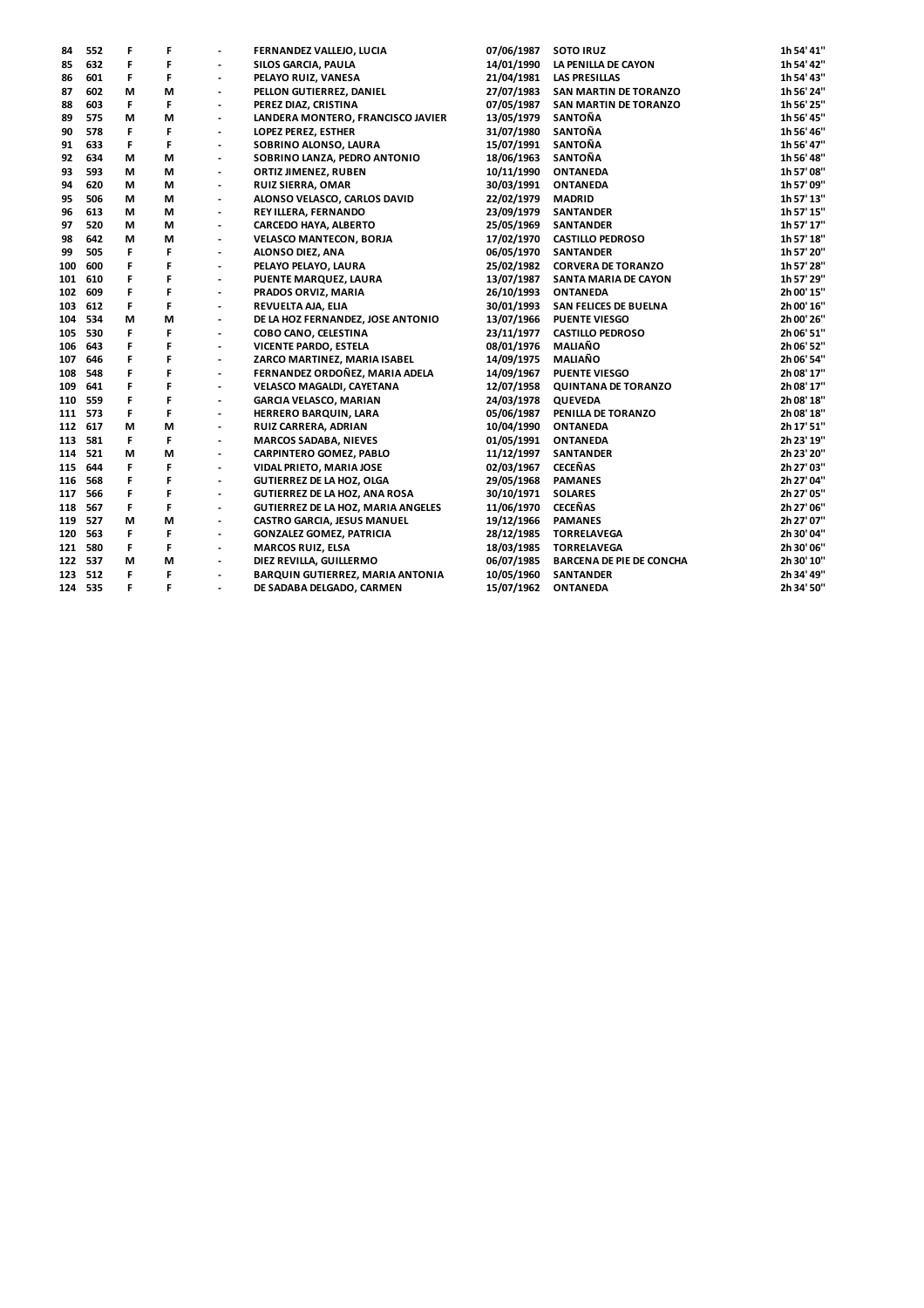| | | | | | | | | |
|---|---|---|---|---|---|---|---|---|
| 84 | 552 | F | F | - | FERNANDEZ VALLEJO, LUCIA | 07/06/1987 | SOTO IRUZ | 1h 54' 41'' |
| 85 | 632 | F | F | - | SILOS GARCIA, PAULA | 14/01/1990 | LA PENILLA DE CAYON | 1h 54' 42'' |
| 86 | 601 | F | F | - | PELAYO RUIZ, VANESA | 21/04/1981 | LAS PRESILLAS | 1h 54' 43'' |
| 87 | 602 | M | M | - | PELLON GUTIERREZ, DANIEL | 27/07/1983 | SAN MARTIN DE TORANZO | 1h 56' 24'' |
| 88 | 603 | F | F | - | PEREZ DIAZ, CRISTINA | 07/05/1987 | SAN MARTIN DE TORANZO | 1h 56' 25'' |
| 89 | 575 | M | M | - | LANDERA MONTERO, FRANCISCO JAVIER | 13/05/1979 | SANTOÑA | 1h 56' 45'' |
| 90 | 578 | F | F | - | LOPEZ PEREZ, ESTHER | 31/07/1980 | SANTOÑA | 1h 56' 46'' |
| 91 | 633 | F | F | - | SOBRINO ALONSO, LAURA | 15/07/1991 | SANTOÑA | 1h 56' 47'' |
| 92 | 634 | M | M | - | SOBRINO LANZA, PEDRO ANTONIO | 18/06/1963 | SANTOÑA | 1h 56' 48'' |
| 93 | 593 | M | M | - | ORTIZ JIMENEZ, RUBEN | 10/11/1990 | ONTANEDA | 1h 57' 08'' |
| 94 | 620 | M | M | - | RUIZ SIERRA, OMAR | 30/03/1991 | ONTANEDA | 1h 57' 09'' |
| 95 | 506 | M | M | - | ALONSO VELASCO, CARLOS DAVID | 22/02/1979 | MADRID | 1h 57' 13'' |
| 96 | 613 | M | M | - | REY ILLERA, FERNANDO | 23/09/1979 | SANTANDER | 1h 57' 15'' |
| 97 | 520 | M | M | - | CARCEDO HAYA, ALBERTO | 25/05/1969 | SANTANDER | 1h 57' 17'' |
| 98 | 642 | M | M | - | VELASCO MANTECON, BORJA | 17/02/1970 | CASTILLO PEDROSO | 1h 57' 18'' |
| 99 | 505 | F | F | - | ALONSO DIEZ, ANA | 06/05/1970 | SANTANDER | 1h 57' 20'' |
| 100 | 600 | F | F | - | PELAYO PELAYO, LAURA | 25/02/1982 | CORVERA DE TORANZO | 1h 57' 28'' |
| 101 | 610 | F | F | - | PUENTE MARQUEZ, LAURA | 13/07/1987 | SANTA MARIA DE CAYON | 1h 57' 29'' |
| 102 | 609 | F | F | - | PRADOS ORVIZ, MARIA | 26/10/1993 | ONTANEDA | 2h 00' 15'' |
| 103 | 612 | F | F | - | REVUELTA AJA, ELIA | 30/01/1993 | SAN FELICES DE BUELNA | 2h 00' 16'' |
| 104 | 534 | M | M | - | DE LA HOZ FERNANDEZ, JOSE ANTONIO | 13/07/1966 | PUENTE VIESGO | 2h 00' 26'' |
| 105 | 530 | F | F | - | COBO CANO, CELESTINA | 23/11/1977 | CASTILLO PEDROSO | 2h 06' 51'' |
| 106 | 643 | F | F | - | VICENTE PARDO, ESTELA | 08/01/1976 | MALIAÑO | 2h 06' 52'' |
| 107 | 646 | F | F | - | ZARCO MARTINEZ, MARIA ISABEL | 14/09/1975 | MALIAÑO | 2h 06' 54'' |
| 108 | 548 | F | F | - | FERNANDEZ ORDOÑEZ, MARIA ADELA | 14/09/1967 | PUENTE VIESGO | 2h 08' 17'' |
| 109 | 641 | F | F | - | VELASCO MAGALDI, CAYETANA | 12/07/1958 | QUINTANA DE TORANZO | 2h 08' 17'' |
| 110 | 559 | F | F | - | GARCIA VELASCO, MARIAN | 24/03/1978 | QUEVEDA | 2h 08' 18'' |
| 111 | 573 | F | F | - | HERRERO BARQUIN, LARA | 05/06/1987 | PENILLA DE TORANZO | 2h 08' 18'' |
| 112 | 617 | M | M | - | RUIZ CARRERA, ADRIAN | 10/04/1990 | ONTANEDA | 2h 17' 51'' |
| 113 | 581 | F | F | - | MARCOS SADABA, NIEVES | 01/05/1991 | ONTANEDA | 2h 23' 19'' |
| 114 | 521 | M | M | - | CARPINTERO GOMEZ, PABLO | 11/12/1997 | SANTANDER | 2h 23' 20'' |
| 115 | 644 | F | F | - | VIDAL PRIETO, MARIA JOSE | 02/03/1967 | CECEÑAS | 2h 27' 03'' |
| 116 | 568 | F | F | - | GUTIERREZ DE LA HOZ, OLGA | 29/05/1968 | PAMANES | 2h 27' 04'' |
| 117 | 566 | F | F | - | GUTIERREZ DE LA HOZ, ANA ROSA | 30/10/1971 | SOLARES | 2h 27' 05'' |
| 118 | 567 | F | F | - | GUTIERREZ DE LA HOZ, MARIA ANGELES | 11/06/1970 | CECEÑAS | 2h 27' 06'' |
| 119 | 527 | M | M | - | CASTRO GARCIA, JESUS MANUEL | 19/12/1966 | PAMANES | 2h 27' 07'' |
| 120 | 563 | F | F | - | GONZALEZ GOMEZ, PATRICIA | 28/12/1985 | TORRELAVEGA | 2h 30' 04'' |
| 121 | 580 | F | F | - | MARCOS RUIZ, ELSA | 18/03/1985 | TORRELAVEGA | 2h 30' 06'' |
| 122 | 537 | M | M | - | DIEZ REVILLA, GUILLERMO | 06/07/1985 | BARCENA DE PIE DE CONCHA | 2h 30' 10'' |
| 123 | 512 | F | F | - | BARQUIN GUTIERREZ, MARIA ANTONIA | 10/05/1960 | SANTANDER | 2h 34' 49'' |
| 124 | 535 | F | F | - | DE SADABA DELGADO, CARMEN | 15/07/1962 | ONTANEDA | 2h 34' 50'' |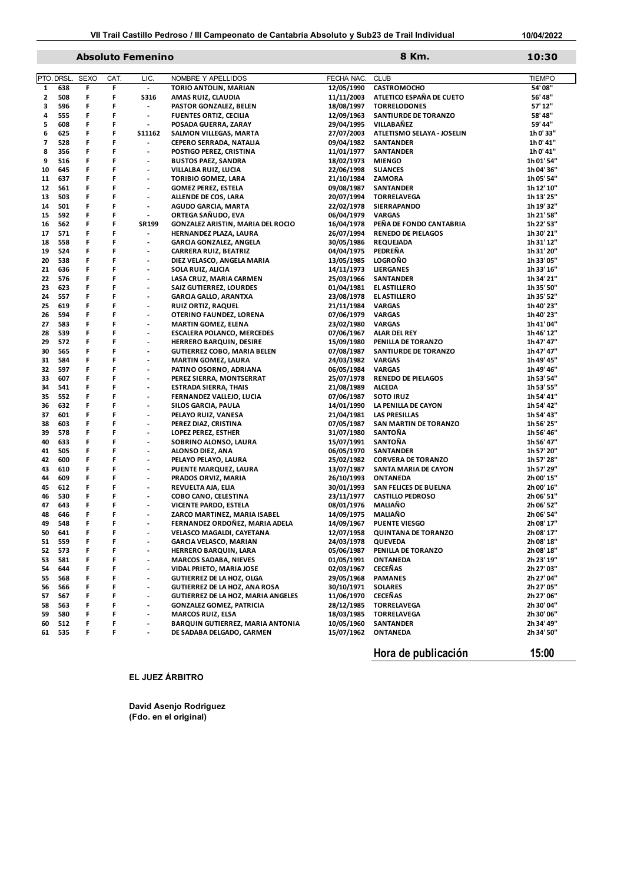VII Trail Castillo Pedroso / III Campeonato de Cantabria Absoluto y Sub23 de Trail Individual — 10/04/2022

## Absoluto Femenino — 8 Km. — 10:30

| PTO. | DRSL. | SEXO | CAT. | LIC. | NOMBRE Y APELLIDOS | FECHA NAC. | CLUB | TIEMPO |
|---|---|---|---|---|---|---|---|---|
| 1 | 638 | F | F | - | TORIO ANTOLIN, MARIAN | 12/05/1990 | CASTROMOCHO | 54' 08" |
| 2 | 508 | F | F | S316 | AMAS RUIZ, CLAUDIA | 11/11/2003 | ATLETICO ESPAÑA DE CUETO | 56' 48" |
| 3 | 596 | F | F | - | PASTOR GONZALEZ, BELEN | 18/08/1997 | TORRELODONES | 57' 12" |
| 4 | 555 | F | F | - | FUENTES ORTIZ, CECILIA | 12/09/1963 | SANTIURDE DE TORANZO | 58' 48" |
| 5 | 608 | F | F | - | POSADA GUERRA, ZARAY | 29/04/1995 | VILLABAÑEZ | 59' 44" |
| 6 | 625 | F | F | S11162 | SALMON VILLEGAS, MARTA | 27/07/2003 | ATLETISMO SELAYA - JOSELIN | 1h 0' 33" |
| 7 | 528 | F | F | - | CEPERO SERRADA, NATALIA | 09/04/1982 | SANTANDER | 1h 0' 41" |
| 8 | 356 | F | F | - | POSTIGO PEREZ, CRISTINA | 11/01/1977 | SANTANDER | 1h 0' 41" |
| 9 | 516 | F | F | - | BUSTOS PAEZ, SANDRA | 18/02/1973 | MIENGO | 1h 01' 54" |
| 10 | 645 | F | F | - | VILLALBA RUIZ, LUCIA | 22/06/1998 | SUANCES | 1h 04' 36" |
| 11 | 637 | F | F | - | TORIBIO GOMEZ, LARA | 21/10/1984 | ZAMORA | 1h 05' 54" |
| 12 | 561 | F | F | - | GOMEZ PEREZ, ESTELA | 09/08/1987 | SANTANDER | 1h 12' 10" |
| 13 | 503 | F | F | - | ALLENDE DE COS, LARA | 20/07/1994 | TORRELAVEGA | 1h 13' 25" |
| 14 | 501 | F | F | - | AGUDO GARCIA, MARTA | 22/02/1978 | SIERRAPANDO | 1h 19' 32" |
| 15 | 592 | F | F | - | ORTEGA SAÑUDO, EVA | 06/04/1979 | VARGAS | 1h 21' 58" |
| 16 | 562 | F | F | SR199 | GONZALEZ ARISTIN, MARIA DEL ROCIO | 16/04/1978 | PEÑA DE FONDO CANTABRIA | 1h 22' 53" |
| 17 | 571 | F | F | - | HERNANDEZ PLAZA, LAURA | 26/07/1994 | RENEDO DE PIELAGOS | 1h 30' 21" |
| 18 | 558 | F | F | - | GARCIA GONZALEZ, ANGELA | 30/05/1986 | REQUEJADA | 1h 31' 12" |
| 19 | 524 | F | F | - | CARRERA RUIZ, BEATRIZ | 04/04/1975 | PEDREÑA | 1h 31' 20" |
| 20 | 538 | F | F | - | DIEZ VELASCO, ANGELA MARIA | 13/05/1985 | LOGROÑO | 1h 33' 05" |
| 21 | 636 | F | F | - | SOLA RUIZ, ALICIA | 14/11/1973 | LIERGANES | 1h 33' 16" |
| 22 | 576 | F | F | - | LASA CRUZ, MARIA CARMEN | 25/03/1966 | SANTANDER | 1h 34' 21" |
| 23 | 623 | F | F | - | SAIZ GUTIERREZ, LOURDES | 01/04/1981 | EL ASTILLERO | 1h 35' 50" |
| 24 | 557 | F | F | - | GARCIA GALLO, ARANTXA | 23/08/1978 | EL ASTILLERO | 1h 35' 52" |
| 25 | 619 | F | F | - | RUIZ ORTIZ, RAQUEL | 21/11/1984 | VARGAS | 1h 40' 23" |
| 26 | 594 | F | F | - | OTERINO FAUNDEZ, LORENA | 07/06/1979 | VARGAS | 1h 40' 23" |
| 27 | 583 | F | F | - | MARTIN GOMEZ, ELENA | 23/02/1980 | VARGAS | 1h 41' 04" |
| 28 | 539 | F | F | - | ESCALERA POLANCO, MERCEDES | 07/06/1967 | ALAR DEL REY | 1h 46' 12" |
| 29 | 572 | F | F | - | HERRERO BARQUIN, DESIRE | 15/09/1980 | PENILLA DE TORANZO | 1h 47' 47" |
| 30 | 565 | F | F | - | GUTIERREZ COBO, MARIA BELEN | 07/08/1987 | SANTIURDE DE TORANZO | 1h 47' 47" |
| 31 | 584 | F | F | - | MARTIN GOMEZ, LAURA | 24/03/1982 | VARGAS | 1h 49' 45" |
| 32 | 597 | F | F | - | PATINO OSORNO, ADRIANA | 06/05/1984 | VARGAS | 1h 49' 46" |
| 33 | 607 | F | F | - | PEREZ SIERRA, MONTSERRAT | 25/07/1978 | RENEDO DE PIELAGOS | 1h 53' 54" |
| 34 | 541 | F | F | - | ESTRADA SIERRA, THAIS | 21/08/1989 | ALCEDA | 1h 53' 55" |
| 35 | 552 | F | F | - | FERNANDEZ VALLEJO, LUCIA | 07/06/1987 | SOTO IRUZ | 1h 54' 41" |
| 36 | 632 | F | F | - | SILOS GARCIA, PAULA | 14/01/1990 | LA PENILLA DE CAYON | 1h 54' 42" |
| 37 | 601 | F | F | - | PELAYO RUIZ, VANESA | 21/04/1981 | LAS PRESILLAS | 1h 54' 43" |
| 38 | 603 | F | F | - | PEREZ DIAZ, CRISTINA | 07/05/1987 | SAN MARTIN DE TORANZO | 1h 56' 25" |
| 39 | 578 | F | F | - | LOPEZ PEREZ, ESTHER | 31/07/1980 | SANTOÑA | 1h 56' 46" |
| 40 | 633 | F | F | - | SOBRINO ALONSO, LAURA | 15/07/1991 | SANTOÑA | 1h 56' 47" |
| 41 | 505 | F | F | - | ALONSO DIEZ, ANA | 06/05/1970 | SANTANDER | 1h 57' 20" |
| 42 | 600 | F | F | - | PELAYO PELAYO, LAURA | 25/02/1982 | CORVERA DE TORANZO | 1h 57' 28" |
| 43 | 610 | F | F | - | PUENTE MARQUEZ, LAURA | 13/07/1987 | SANTA MARIA DE CAYON | 1h 57' 29" |
| 44 | 609 | F | F | - | PRADOS ORVIZ, MARIA | 26/10/1993 | ONTANEDA | 2h 00' 15" |
| 45 | 612 | F | F | - | REVUELTA AJA, ELIA | 30/01/1993 | SAN FELICES DE BUELNA | 2h 00' 16" |
| 46 | 530 | F | F | - | COBO CANO, CELESTINA | 23/11/1977 | CASTILLO PEDROSO | 2h 06' 51" |
| 47 | 643 | F | F | - | VICENTE PARDO, ESTELA | 08/01/1976 | MALIAÑO | 2h 06' 52" |
| 48 | 646 | F | F | - | ZARCO MARTINEZ, MARIA ISABEL | 14/09/1975 | MALIAÑO | 2h 06' 54" |
| 49 | 548 | F | F | - | FERNANDEZ ORDOÑEZ, MARIA ADELA | 14/09/1967 | PUENTE VIESGO | 2h 08' 17" |
| 50 | 641 | F | F | - | VELASCO MAGALDI, CAYETANA | 12/07/1958 | QUINTANA DE TORANZO | 2h 08' 17" |
| 51 | 559 | F | F | - | GARCIA VELASCO, MARIAN | 24/03/1978 | QUEVEDA | 2h 08' 18" |
| 52 | 573 | F | F | - | HERRERO BARQUIN, LARA | 05/06/1987 | PENILLA DE TORANZO | 2h 08' 18" |
| 53 | 581 | F | F | - | MARCOS SADABA, NIEVES | 01/05/1991 | ONTANEDA | 2h 23' 19" |
| 54 | 644 | F | F | - | VIDAL PRIETO, MARIA JOSE | 02/03/1967 | CECEÑAS | 2h 27' 03" |
| 55 | 568 | F | F | - | GUTIERREZ DE LA HOZ, OLGA | 29/05/1968 | PAMANES | 2h 27' 04" |
| 56 | 566 | F | F | - | GUTIERREZ DE LA HOZ, ANA ROSA | 30/10/1971 | SOLARES | 2h 27' 05" |
| 57 | 567 | F | F | - | GUTIERREZ DE LA HOZ, MARIA ANGELES | 11/06/1970 | CECEÑAS | 2h 27' 06" |
| 58 | 563 | F | F | - | GONZALEZ GOMEZ, PATRICIA | 28/12/1985 | TORRELAVEGA | 2h 30' 04" |
| 59 | 580 | F | F | - | MARCOS RUIZ, ELSA | 18/03/1985 | TORRELAVEGA | 2h 30' 06" |
| 60 | 512 | F | F | - | BARQUIN GUTIERREZ, MARIA ANTONIA | 10/05/1960 | SANTANDER | 2h 34' 49" |
| 61 | 535 | F | F | - | DE SADABA DELGADO, CARMEN | 15/07/1962 | ONTANEDA | 2h 34' 50" |

**Hora de publicación** **15:00**

**EL JUEZ ÁRBITRO**

**David Asenjo Rodriguez**
**(Fdo. en el original)**